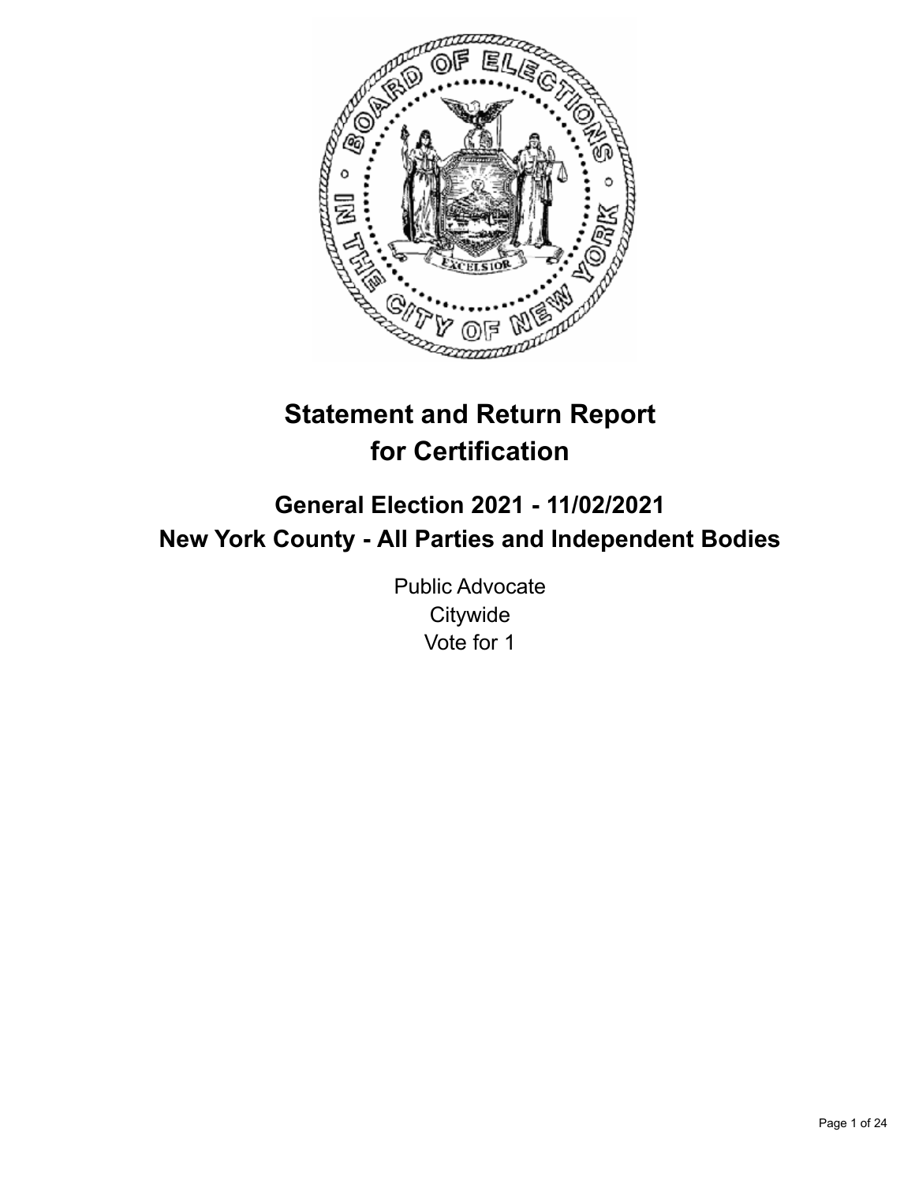# Statement and Return Report for Certification

## General Election 2021 - 11/02/2021
## New York County - All Parties and Independent Bodies

Public Advocate
Citywide
Vote for 1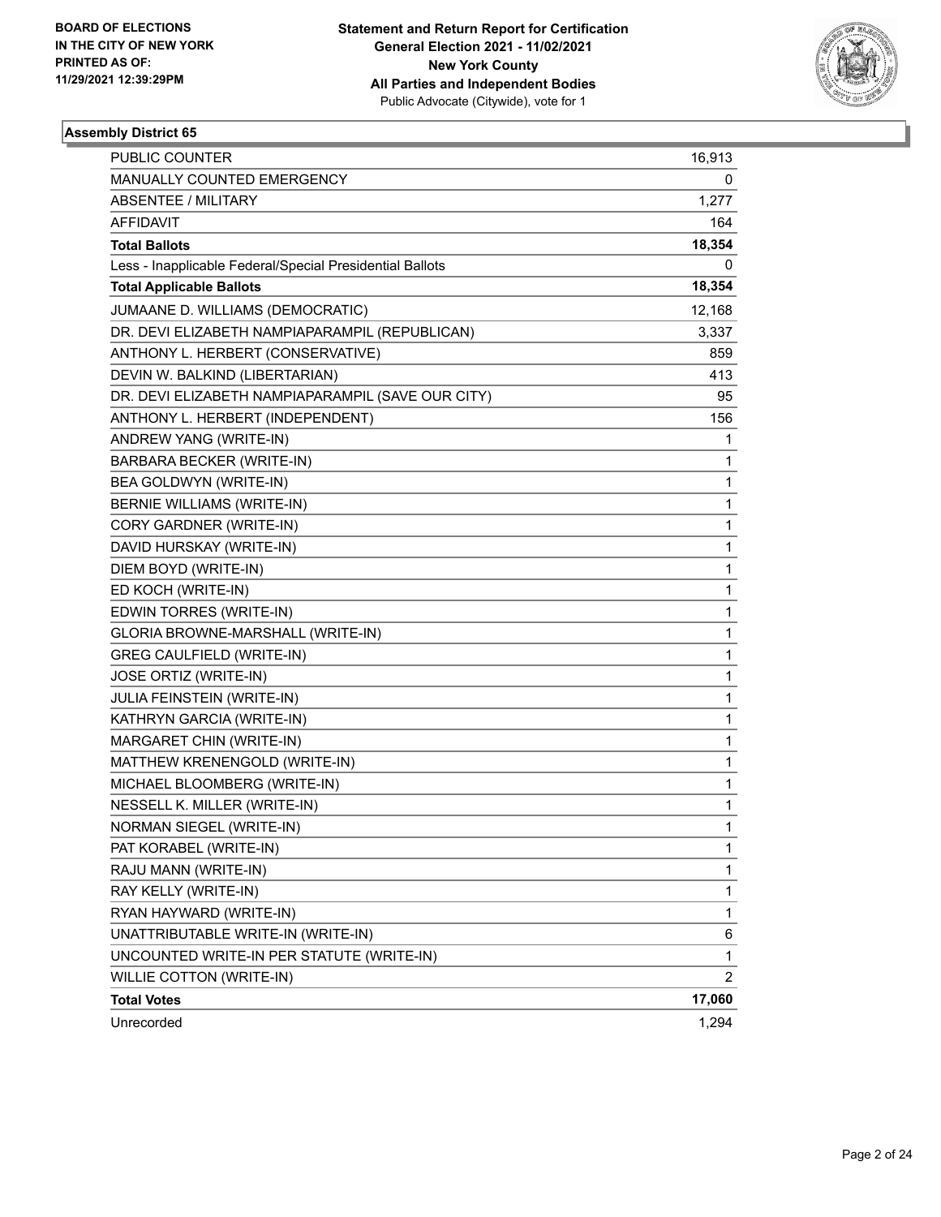BOARD OF ELECTIONS
IN THE CITY OF NEW YORK
PRINTED AS OF:
11/29/2021 12:39:29PM

**Statement and Return Report for Certification**
**General Election 2021 - 11/02/2021**
**New York County**
**All Parties and Independent Bodies**
Public Advocate (Citywide), vote for 1

### Assembly District 65

| | |
|---|---|
| PUBLIC COUNTER | 16,913 |
| MANUALLY COUNTED EMERGENCY | 0 |
| ABSENTEE / MILITARY | 1,277 |
| AFFIDAVIT | 164 |
| **Total Ballots** | **18,354** |
| Less - Inapplicable Federal/Special Presidential Ballots | 0 |
| **Total Applicable Ballots** | **18,354** |
| JUMAANE D. WILLIAMS (DEMOCRATIC) | 12,168 |
| DR. DEVI ELIZABETH NAMPIAPARAMPIL (REPUBLICAN) | 3,337 |
| ANTHONY L. HERBERT (CONSERVATIVE) | 859 |
| DEVIN W. BALKIND (LIBERTARIAN) | 413 |
| DR. DEVI ELIZABETH NAMPIAPARAMPIL (SAVE OUR CITY) | 95 |
| ANTHONY L. HERBERT (INDEPENDENT) | 156 |
| ANDREW YANG (WRITE-IN) | 1 |
| BARBARA BECKER (WRITE-IN) | 1 |
| BEA GOLDWYN (WRITE-IN) | 1 |
| BERNIE WILLIAMS (WRITE-IN) | 1 |
| CORY GARDNER (WRITE-IN) | 1 |
| DAVID HURSKAY (WRITE-IN) | 1 |
| DIEM BOYD (WRITE-IN) | 1 |
| ED KOCH (WRITE-IN) | 1 |
| EDWIN TORRES (WRITE-IN) | 1 |
| GLORIA BROWNE-MARSHALL (WRITE-IN) | 1 |
| GREG CAULFIELD (WRITE-IN) | 1 |
| JOSE ORTIZ (WRITE-IN) | 1 |
| JULIA FEINSTEIN (WRITE-IN) | 1 |
| KATHRYN GARCIA (WRITE-IN) | 1 |
| MARGARET CHIN (WRITE-IN) | 1 |
| MATTHEW KRENENGOLD (WRITE-IN) | 1 |
| MICHAEL BLOOMBERG (WRITE-IN) | 1 |
| NESSELL K. MILLER (WRITE-IN) | 1 |
| NORMAN SIEGEL (WRITE-IN) | 1 |
| PAT KORABEL (WRITE-IN) | 1 |
| RAJU MANN (WRITE-IN) | 1 |
| RAY KELLY (WRITE-IN) | 1 |
| RYAN HAYWARD (WRITE-IN) | 1 |
| UNATTRIBUTABLE WRITE-IN (WRITE-IN) | 6 |
| UNCOUNTED WRITE-IN PER STATUTE (WRITE-IN) | 1 |
| WILLIE COTTON (WRITE-IN) | 2 |
| **Total Votes** | **17,060** |
| Unrecorded | 1,294 |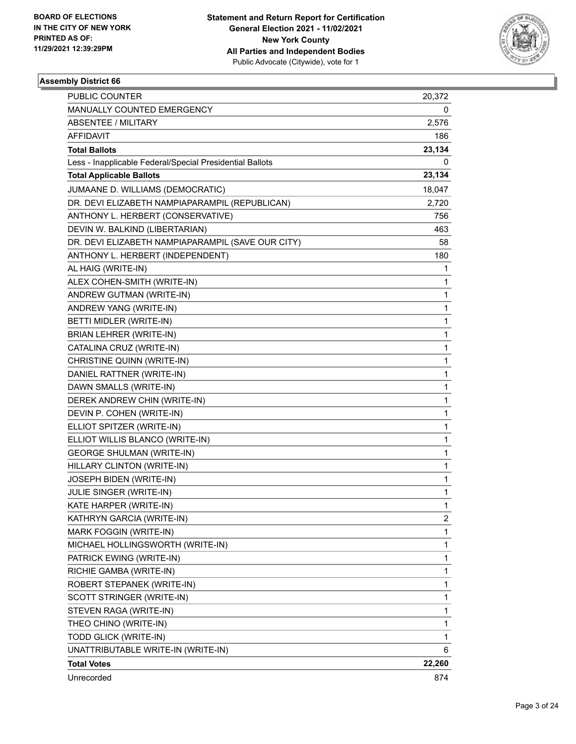BOARD OF ELECTIONS
IN THE CITY OF NEW YORK
PRINTED AS OF:
11/29/2021 12:39:29PM

**Statement and Return Report for Certification**
**General Election 2021 - 11/02/2021**
**New York County**
**All Parties and Independent Bodies**
Public Advocate (Citywide), vote for 1

### Assembly District 66

| | |
|---|---|
| PUBLIC COUNTER | 20,372 |
| MANUALLY COUNTED EMERGENCY | 0 |
| ABSENTEE / MILITARY | 2,576 |
| AFFIDAVIT | 186 |
| **Total Ballots** | **23,134** |
| Less - Inapplicable Federal/Special Presidential Ballots | 0 |
| **Total Applicable Ballots** | **23,134** |
| JUMAANE D. WILLIAMS (DEMOCRATIC) | 18,047 |
| DR. DEVI ELIZABETH NAMPIAPARAMPIL (REPUBLICAN) | 2,720 |
| ANTHONY L. HERBERT (CONSERVATIVE) | 756 |
| DEVIN W. BALKIND (LIBERTARIAN) | 463 |
| DR. DEVI ELIZABETH NAMPIAPARAMPIL (SAVE OUR CITY) | 58 |
| ANTHONY L. HERBERT (INDEPENDENT) | 180 |
| AL HAIG (WRITE-IN) | 1 |
| ALEX COHEN-SMITH (WRITE-IN) | 1 |
| ANDREW GUTMAN (WRITE-IN) | 1 |
| ANDREW YANG (WRITE-IN) | 1 |
| BETTI MIDLER (WRITE-IN) | 1 |
| BRIAN LEHRER (WRITE-IN) | 1 |
| CATALINA CRUZ (WRITE-IN) | 1 |
| CHRISTINE QUINN (WRITE-IN) | 1 |
| DANIEL RATTNER (WRITE-IN) | 1 |
| DAWN SMALLS (WRITE-IN) | 1 |
| DEREK ANDREW CHIN (WRITE-IN) | 1 |
| DEVIN P. COHEN (WRITE-IN) | 1 |
| ELLIOT SPITZER (WRITE-IN) | 1 |
| ELLIOT WILLIS BLANCO (WRITE-IN) | 1 |
| GEORGE SHULMAN (WRITE-IN) | 1 |
| HILLARY CLINTON (WRITE-IN) | 1 |
| JOSEPH BIDEN (WRITE-IN) | 1 |
| JULIE SINGER (WRITE-IN) | 1 |
| KATE HARPER (WRITE-IN) | 1 |
| KATHRYN GARCIA (WRITE-IN) | 2 |
| MARK FOGGIN (WRITE-IN) | 1 |
| MICHAEL HOLLINGSWORTH (WRITE-IN) | 1 |
| PATRICK EWING (WRITE-IN) | 1 |
| RICHIE GAMBA (WRITE-IN) | 1 |
| ROBERT STEPANEK (WRITE-IN) | 1 |
| SCOTT STRINGER (WRITE-IN) | 1 |
| STEVEN RAGA (WRITE-IN) | 1 |
| THEO CHINO (WRITE-IN) | 1 |
| TODD GLICK (WRITE-IN) | 1 |
| UNATTRIBUTABLE WRITE-IN (WRITE-IN) | 6 |
| **Total Votes** | **22,260** |
| Unrecorded | 874 |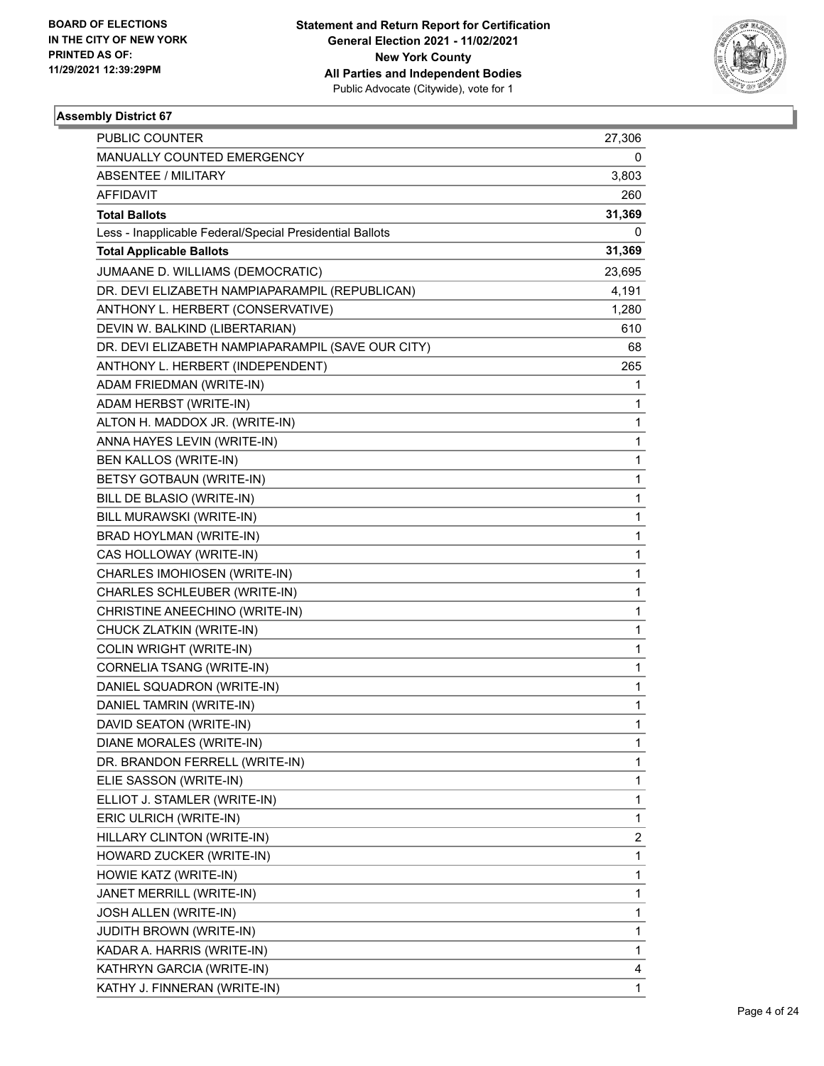**BOARD OF ELECTIONS IN THE CITY OF NEW YORK PRINTED AS OF: 11/29/2021 12:39:29PM**

**Statement and Return Report for Certification**
**General Election 2021 - 11/02/2021**
**New York County**
**All Parties and Independent Bodies**
Public Advocate (Citywide), vote for 1

### Assembly District 67

| | |
|---|---|
| PUBLIC COUNTER | 27,306 |
| MANUALLY COUNTED EMERGENCY | 0 |
| ABSENTEE / MILITARY | 3,803 |
| AFFIDAVIT | 260 |
| **Total Ballots** | **31,369** |
| Less - Inapplicable Federal/Special Presidential Ballots | 0 |
| **Total Applicable Ballots** | **31,369** |
| JUMAANE D. WILLIAMS (DEMOCRATIC) | 23,695 |
| DR. DEVI ELIZABETH NAMPIAPARAMPIL (REPUBLICAN) | 4,191 |
| ANTHONY L. HERBERT (CONSERVATIVE) | 1,280 |
| DEVIN W. BALKIND (LIBERTARIAN) | 610 |
| DR. DEVI ELIZABETH NAMPIAPARAMPIL (SAVE OUR CITY) | 68 |
| ANTHONY L. HERBERT (INDEPENDENT) | 265 |
| ADAM FRIEDMAN (WRITE-IN) | 1 |
| ADAM HERBST (WRITE-IN) | 1 |
| ALTON H. MADDOX JR. (WRITE-IN) | 1 |
| ANNA HAYES LEVIN (WRITE-IN) | 1 |
| BEN KALLOS (WRITE-IN) | 1 |
| BETSY GOTBAUN (WRITE-IN) | 1 |
| BILL DE BLASIO (WRITE-IN) | 1 |
| BILL MURAWSKI (WRITE-IN) | 1 |
| BRAD HOYLMAN (WRITE-IN) | 1 |
| CAS HOLLOWAY (WRITE-IN) | 1 |
| CHARLES IMOHIOSEN (WRITE-IN) | 1 |
| CHARLES SCHLEUBER (WRITE-IN) | 1 |
| CHRISTINE ANEECHINO (WRITE-IN) | 1 |
| CHUCK ZLATKIN (WRITE-IN) | 1 |
| COLIN WRIGHT (WRITE-IN) | 1 |
| CORNELIA TSANG (WRITE-IN) | 1 |
| DANIEL SQUADRON (WRITE-IN) | 1 |
| DANIEL TAMRIN (WRITE-IN) | 1 |
| DAVID SEATON (WRITE-IN) | 1 |
| DIANE MORALES (WRITE-IN) | 1 |
| DR. BRANDON FERRELL (WRITE-IN) | 1 |
| ELIE SASSON (WRITE-IN) | 1 |
| ELLIOT J. STAMLER (WRITE-IN) | 1 |
| ERIC ULRICH (WRITE-IN) | 1 |
| HILLARY CLINTON (WRITE-IN) | 2 |
| HOWARD ZUCKER (WRITE-IN) | 1 |
| HOWIE KATZ (WRITE-IN) | 1 |
| JANET MERRILL (WRITE-IN) | 1 |
| JOSH ALLEN (WRITE-IN) | 1 |
| JUDITH BROWN (WRITE-IN) | 1 |
| KADAR A. HARRIS (WRITE-IN) | 1 |
| KATHRYN GARCIA (WRITE-IN) | 4 |
| KATHY J. FINNERAN (WRITE-IN) | 1 |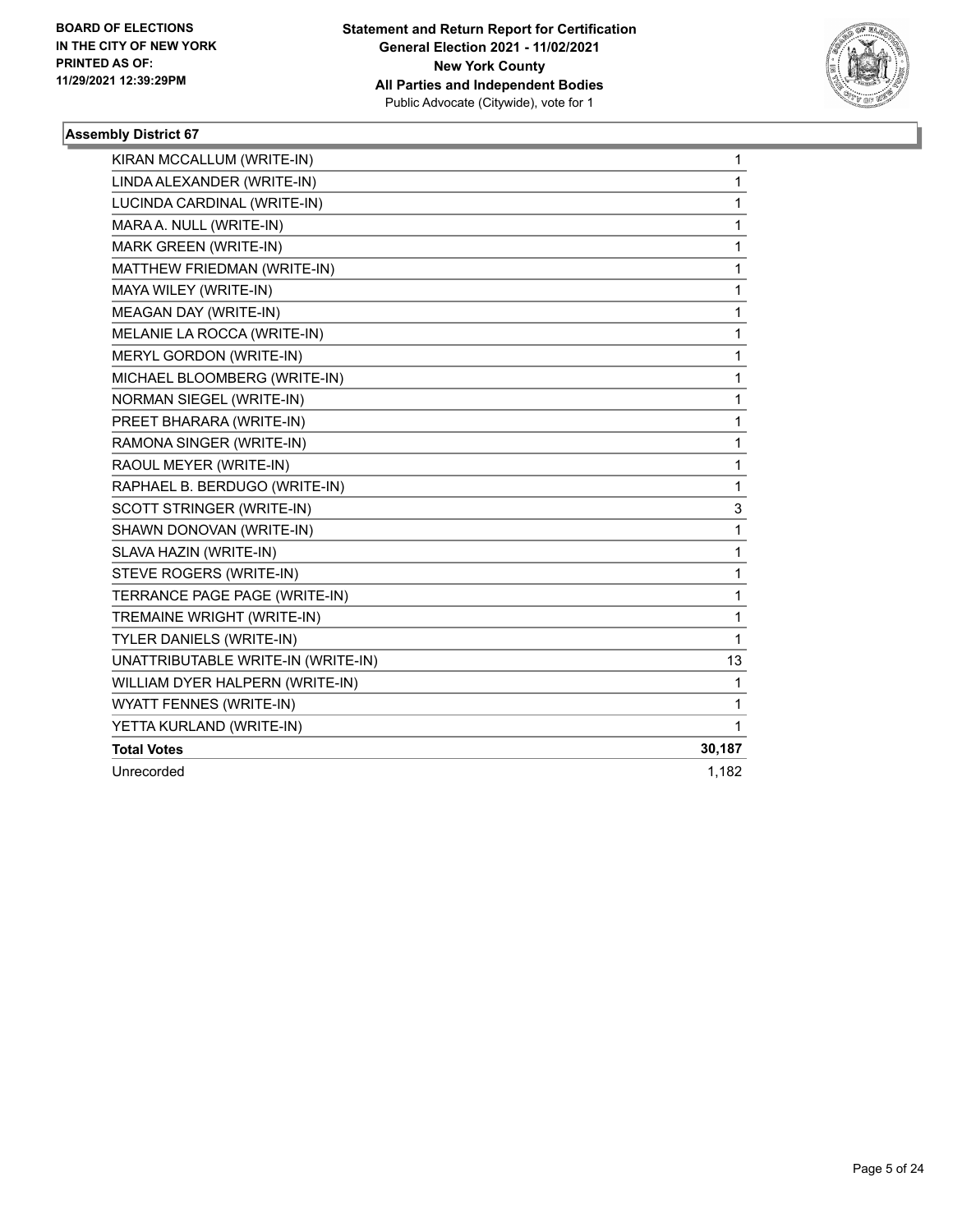**BOARD OF ELECTIONS IN THE CITY OF NEW YORK PRINTED AS OF: 11/29/2021 12:39:29PM**

**Statement and Return Report for Certification General Election 2021 - 11/02/2021 New York County All Parties and Independent Bodies**
Public Advocate (Citywide), vote for 1

### Assembly District 67

| Candidate | Votes |
|---|---|
| KIRAN MCCALLUM (WRITE-IN) | 1 |
| LINDA ALEXANDER (WRITE-IN) | 1 |
| LUCINDA CARDINAL (WRITE-IN) | 1 |
| MARA A. NULL (WRITE-IN) | 1 |
| MARK GREEN (WRITE-IN) | 1 |
| MATTHEW FRIEDMAN (WRITE-IN) | 1 |
| MAYA WILEY (WRITE-IN) | 1 |
| MEAGAN DAY (WRITE-IN) | 1 |
| MELANIE LA ROCCA (WRITE-IN) | 1 |
| MERYL GORDON (WRITE-IN) | 1 |
| MICHAEL BLOOMBERG (WRITE-IN) | 1 |
| NORMAN SIEGEL (WRITE-IN) | 1 |
| PREET BHARARA (WRITE-IN) | 1 |
| RAMONA SINGER (WRITE-IN) | 1 |
| RAOUL MEYER (WRITE-IN) | 1 |
| RAPHAEL B. BERDUGO (WRITE-IN) | 1 |
| SCOTT STRINGER (WRITE-IN) | 3 |
| SHAWN DONOVAN (WRITE-IN) | 1 |
| SLAVA HAZIN (WRITE-IN) | 1 |
| STEVE ROGERS (WRITE-IN) | 1 |
| TERRANCE PAGE PAGE (WRITE-IN) | 1 |
| TREMAINE WRIGHT (WRITE-IN) | 1 |
| TYLER DANIELS (WRITE-IN) | 1 |
| UNATTRIBUTABLE WRITE-IN (WRITE-IN) | 13 |
| WILLIAM DYER HALPERN (WRITE-IN) | 1 |
| WYATT FENNES (WRITE-IN) | 1 |
| YETTA KURLAND (WRITE-IN) | 1 |
| **Total Votes** | **30,187** |
| Unrecorded | 1,182 |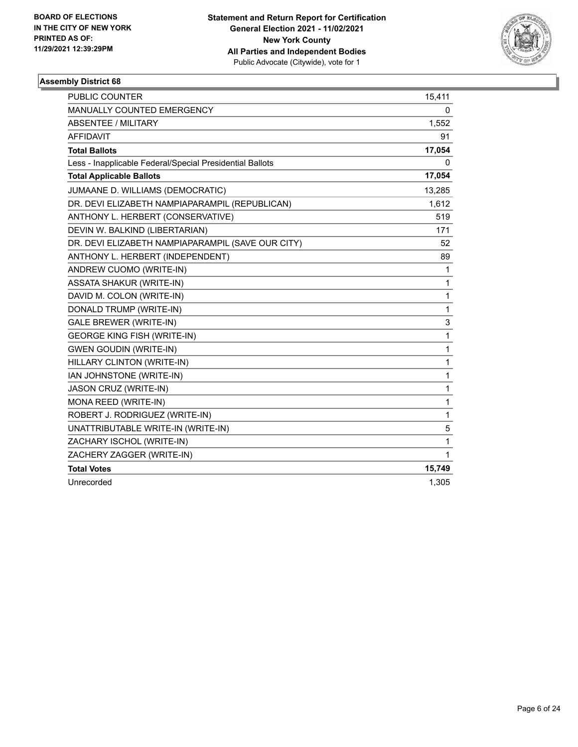BOARD OF ELECTIONS
IN THE CITY OF NEW YORK
PRINTED AS OF:
11/29/2021 12:39:29PM

**Statement and Return Report for Certification**
**General Election 2021 - 11/02/2021**
**New York County**
**All Parties and Independent Bodies**
Public Advocate (Citywide), vote for 1

### Assembly District 68

| | |
|---|---|
| PUBLIC COUNTER | 15,411 |
| MANUALLY COUNTED EMERGENCY | 0 |
| ABSENTEE / MILITARY | 1,552 |
| AFFIDAVIT | 91 |
| **Total Ballots** | **17,054** |
| Less - Inapplicable Federal/Special Presidential Ballots | 0 |
| **Total Applicable Ballots** | **17,054** |
| JUMAANE D. WILLIAMS (DEMOCRATIC) | 13,285 |
| DR. DEVI ELIZABETH NAMPIAPARAMPIL (REPUBLICAN) | 1,612 |
| ANTHONY L. HERBERT (CONSERVATIVE) | 519 |
| DEVIN W. BALKIND (LIBERTARIAN) | 171 |
| DR. DEVI ELIZABETH NAMPIAPARAMPIL (SAVE OUR CITY) | 52 |
| ANTHONY L. HERBERT (INDEPENDENT) | 89 |
| ANDREW CUOMO (WRITE-IN) | 1 |
| ASSATA SHAKUR (WRITE-IN) | 1 |
| DAVID M. COLON (WRITE-IN) | 1 |
| DONALD TRUMP (WRITE-IN) | 1 |
| GALE BREWER (WRITE-IN) | 3 |
| GEORGE KING FISH (WRITE-IN) | 1 |
| GWEN GOUDIN (WRITE-IN) | 1 |
| HILLARY CLINTON (WRITE-IN) | 1 |
| IAN JOHNSTONE (WRITE-IN) | 1 |
| JASON CRUZ (WRITE-IN) | 1 |
| MONA REED (WRITE-IN) | 1 |
| ROBERT J. RODRIGUEZ (WRITE-IN) | 1 |
| UNATTRIBUTABLE WRITE-IN (WRITE-IN) | 5 |
| ZACHARY ISCHOL (WRITE-IN) | 1 |
| ZACHERY ZAGGER (WRITE-IN) | 1 |
| **Total Votes** | **15,749** |
| Unrecorded | 1,305 |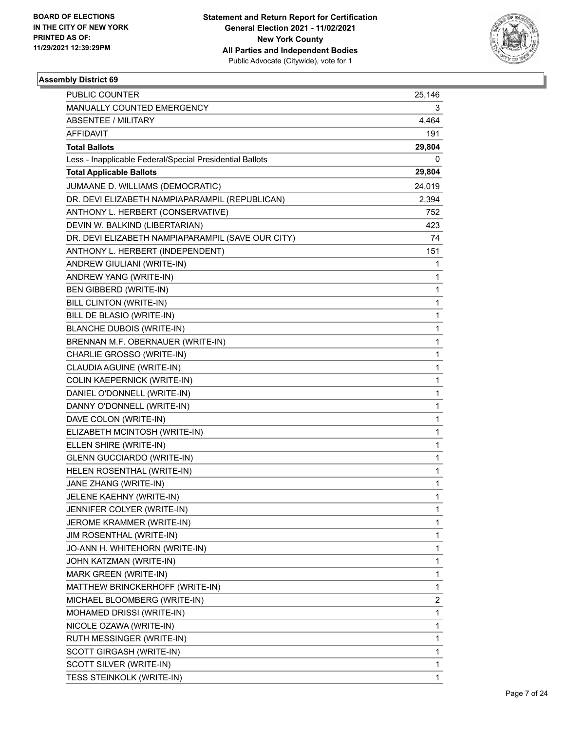**BOARD OF ELECTIONS IN THE CITY OF NEW YORK PRINTED AS OF: 11/29/2021 12:39:29PM**

**Statement and Return Report for Certification General Election 2021 - 11/02/2021 New York County All Parties and Independent Bodies**
Public Advocate (Citywide), vote for 1

### Assembly District 69

| | |
|---|---|
| PUBLIC COUNTER | 25,146 |
| MANUALLY COUNTED EMERGENCY | 3 |
| ABSENTEE / MILITARY | 4,464 |
| AFFIDAVIT | 191 |
| **Total Ballots** | **29,804** |
| Less - Inapplicable Federal/Special Presidential Ballots | 0 |
| **Total Applicable Ballots** | **29,804** |
| JUMAANE D. WILLIAMS (DEMOCRATIC) | 24,019 |
| DR. DEVI ELIZABETH NAMPIAPARAMPIL (REPUBLICAN) | 2,394 |
| ANTHONY L. HERBERT (CONSERVATIVE) | 752 |
| DEVIN W. BALKIND (LIBERTARIAN) | 423 |
| DR. DEVI ELIZABETH NAMPIAPARAMPIL (SAVE OUR CITY) | 74 |
| ANTHONY L. HERBERT (INDEPENDENT) | 151 |
| ANDREW GIULIANI (WRITE-IN) | 1 |
| ANDREW YANG (WRITE-IN) | 1 |
| BEN GIBBERD (WRITE-IN) | 1 |
| BILL CLINTON (WRITE-IN) | 1 |
| BILL DE BLASIO (WRITE-IN) | 1 |
| BLANCHE DUBOIS (WRITE-IN) | 1 |
| BRENNAN M.F. OBERNAUER (WRITE-IN) | 1 |
| CHARLIE GROSSO (WRITE-IN) | 1 |
| CLAUDIA AGUINE (WRITE-IN) | 1 |
| COLIN KAEPERNICK (WRITE-IN) | 1 |
| DANIEL O'DONNELL (WRITE-IN) | 1 |
| DANNY O'DONNELL (WRITE-IN) | 1 |
| DAVE COLON (WRITE-IN) | 1 |
| ELIZABETH MCINTOSH (WRITE-IN) | 1 |
| ELLEN SHIRE (WRITE-IN) | 1 |
| GLENN GUCCIARDO (WRITE-IN) | 1 |
| HELEN ROSENTHAL (WRITE-IN) | 1 |
| JANE ZHANG (WRITE-IN) | 1 |
| JELENE KAEHNY (WRITE-IN) | 1 |
| JENNIFER COLYER (WRITE-IN) | 1 |
| JEROME KRAMMER (WRITE-IN) | 1 |
| JIM ROSENTHAL (WRITE-IN) | 1 |
| JO-ANN H. WHITEHORN (WRITE-IN) | 1 |
| JOHN KATZMAN (WRITE-IN) | 1 |
| MARK GREEN (WRITE-IN) | 1 |
| MATTHEW BRINCKERHOFF (WRITE-IN) | 1 |
| MICHAEL BLOOMBERG (WRITE-IN) | 2 |
| MOHAMED DRISSI (WRITE-IN) | 1 |
| NICOLE OZAWA (WRITE-IN) | 1 |
| RUTH MESSINGER (WRITE-IN) | 1 |
| SCOTT GIRGASH (WRITE-IN) | 1 |
| SCOTT SILVER (WRITE-IN) | 1 |
| TESS STEINKOLK (WRITE-IN) | 1 |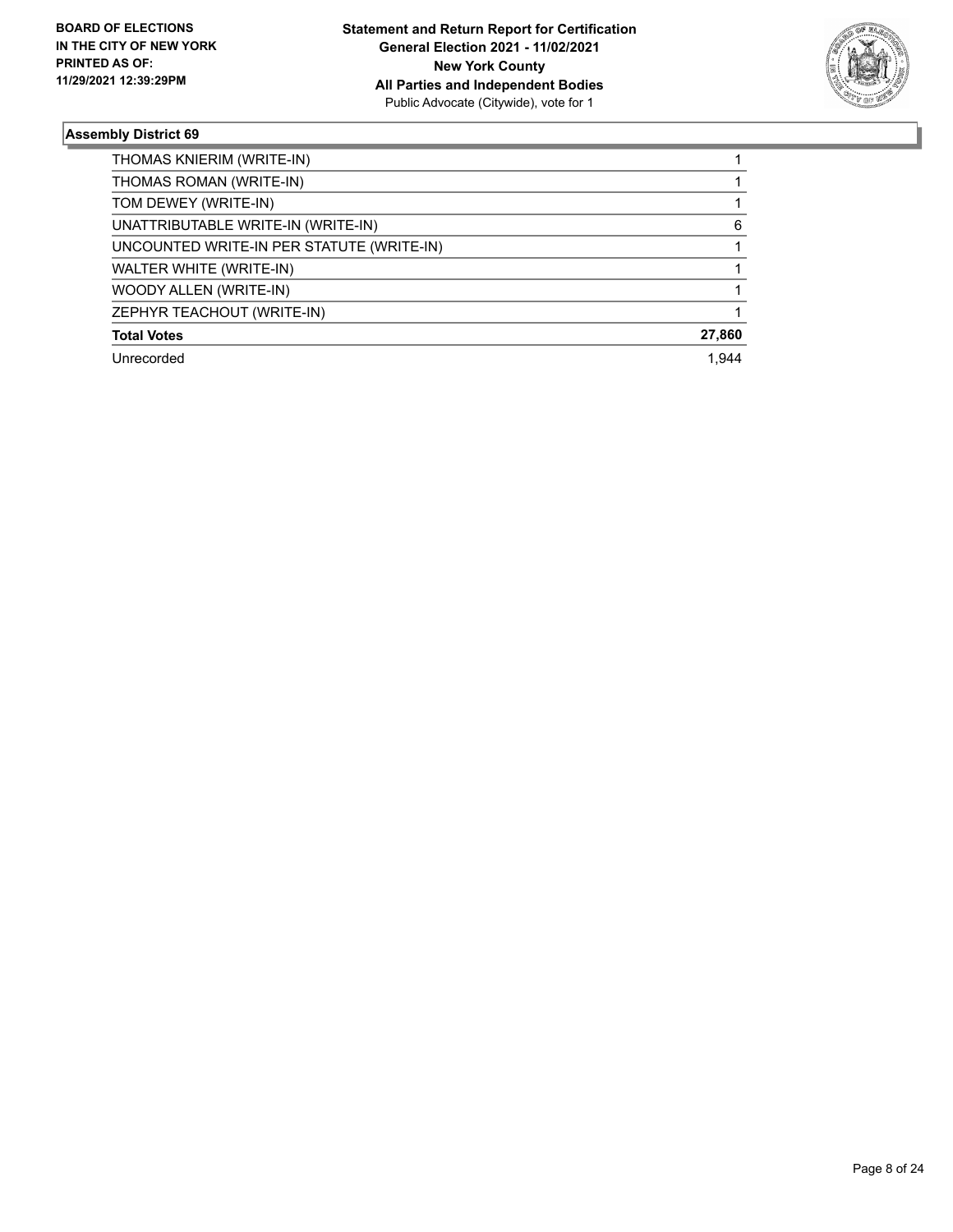## Assembly District 69

| | |
|---|---|
| THOMAS KNIERIM (WRITE-IN) | 1 |
| THOMAS ROMAN (WRITE-IN) | 1 |
| TOM DEWEY (WRITE-IN) | 1 |
| UNATTRIBUTABLE WRITE-IN (WRITE-IN) | 6 |
| UNCOUNTED WRITE-IN PER STATUTE (WRITE-IN) | 1 |
| WALTER WHITE (WRITE-IN) | 1 |
| WOODY ALLEN (WRITE-IN) | 1 |
| ZEPHYR TEACHOUT (WRITE-IN) | 1 |
| **Total Votes** | **27,860** |
| Unrecorded | 1,944 |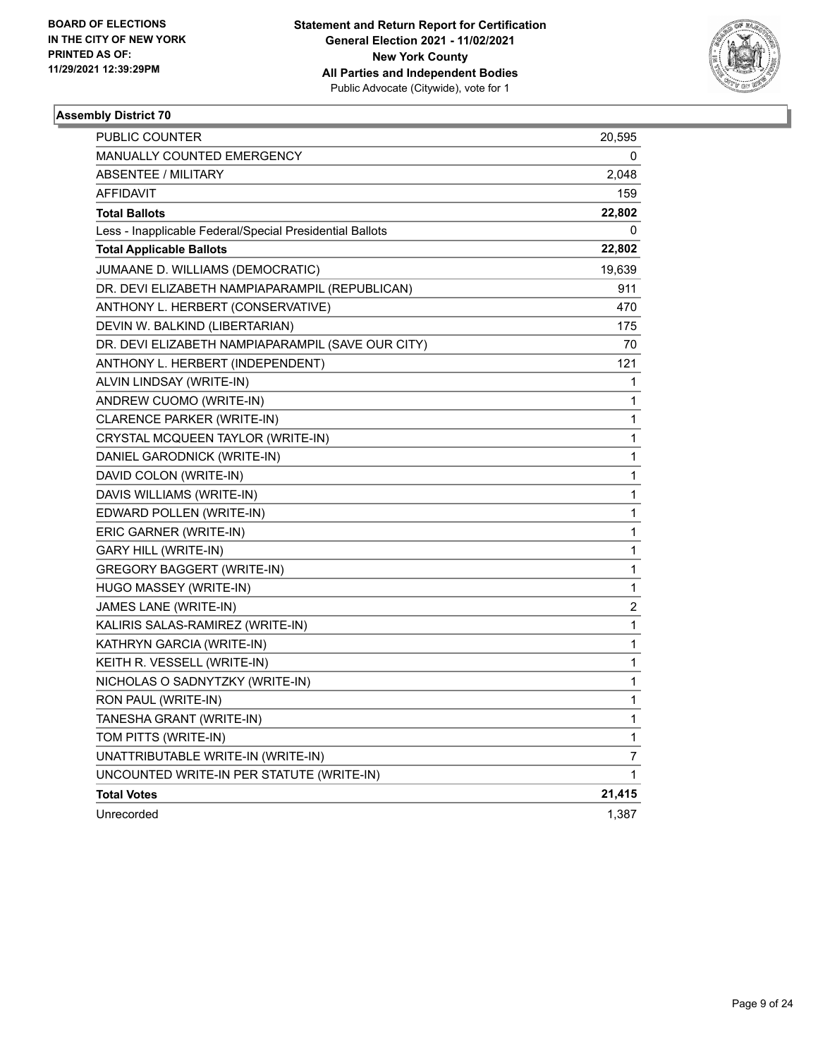**BOARD OF ELECTIONS IN THE CITY OF NEW YORK PRINTED AS OF: 11/29/2021 12:39:29PM**

**Statement and Return Report for Certification General Election 2021 - 11/02/2021 New York County All Parties and Independent Bodies**
Public Advocate (Citywide), vote for 1

### Assembly District 70

| | |
|---|---|
| PUBLIC COUNTER | 20,595 |
| MANUALLY COUNTED EMERGENCY | 0 |
| ABSENTEE / MILITARY | 2,048 |
| AFFIDAVIT | 159 |
| **Total Ballots** | **22,802** |
| Less - Inapplicable Federal/Special Presidential Ballots | 0 |
| **Total Applicable Ballots** | **22,802** |
| JUMAANE D. WILLIAMS (DEMOCRATIC) | 19,639 |
| DR. DEVI ELIZABETH NAMPIAPARAMPIL (REPUBLICAN) | 911 |
| ANTHONY L. HERBERT (CONSERVATIVE) | 470 |
| DEVIN W. BALKIND (LIBERTARIAN) | 175 |
| DR. DEVI ELIZABETH NAMPIAPARAMPIL (SAVE OUR CITY) | 70 |
| ANTHONY L. HERBERT (INDEPENDENT) | 121 |
| ALVIN LINDSAY (WRITE-IN) | 1 |
| ANDREW CUOMO (WRITE-IN) | 1 |
| CLARENCE PARKER (WRITE-IN) | 1 |
| CRYSTAL MCQUEEN TAYLOR (WRITE-IN) | 1 |
| DANIEL GARODNICK (WRITE-IN) | 1 |
| DAVID COLON (WRITE-IN) | 1 |
| DAVIS WILLIAMS (WRITE-IN) | 1 |
| EDWARD POLLEN (WRITE-IN) | 1 |
| ERIC GARNER (WRITE-IN) | 1 |
| GARY HILL (WRITE-IN) | 1 |
| GREGORY BAGGERT (WRITE-IN) | 1 |
| HUGO MASSEY (WRITE-IN) | 1 |
| JAMES LANE (WRITE-IN) | 2 |
| KALIRIS SALAS-RAMIREZ (WRITE-IN) | 1 |
| KATHRYN GARCIA (WRITE-IN) | 1 |
| KEITH R. VESSELL (WRITE-IN) | 1 |
| NICHOLAS O SADNYTZKY (WRITE-IN) | 1 |
| RON PAUL (WRITE-IN) | 1 |
| TANESHA GRANT (WRITE-IN) | 1 |
| TOM PITTS (WRITE-IN) | 1 |
| UNATTRIBUTABLE WRITE-IN (WRITE-IN) | 7 |
| UNCOUNTED WRITE-IN PER STATUTE (WRITE-IN) | 1 |
| **Total Votes** | **21,415** |
| Unrecorded | 1,387 |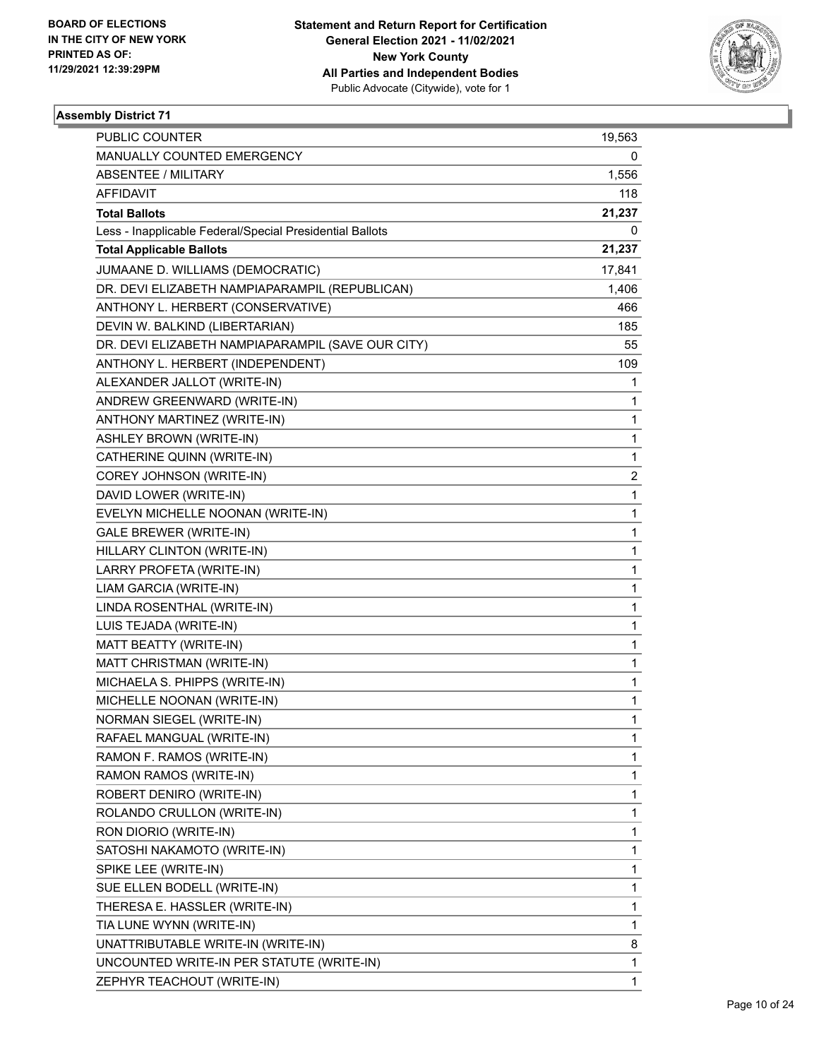**BOARD OF ELECTIONS IN THE CITY OF NEW YORK PRINTED AS OF: 11/29/2021 12:39:29PM**

**Statement and Return Report for Certification General Election 2021 - 11/02/2021 New York County All Parties and Independent Bodies**
Public Advocate (Citywide), vote for 1

## Assembly District 71

| | |
|---|---|
| PUBLIC COUNTER | 19,563 |
| MANUALLY COUNTED EMERGENCY | 0 |
| ABSENTEE / MILITARY | 1,556 |
| AFFIDAVIT | 118 |
| **Total Ballots** | **21,237** |
| Less - Inapplicable Federal/Special Presidential Ballots | 0 |
| **Total Applicable Ballots** | **21,237** |
| JUMAANE D. WILLIAMS (DEMOCRATIC) | 17,841 |
| DR. DEVI ELIZABETH NAMPIAPARAMPIL (REPUBLICAN) | 1,406 |
| ANTHONY L. HERBERT (CONSERVATIVE) | 466 |
| DEVIN W. BALKIND (LIBERTARIAN) | 185 |
| DR. DEVI ELIZABETH NAMPIAPARAMPIL (SAVE OUR CITY) | 55 |
| ANTHONY L. HERBERT (INDEPENDENT) | 109 |
| ALEXANDER JALLOT (WRITE-IN) | 1 |
| ANDREW GREENWARD (WRITE-IN) | 1 |
| ANTHONY MARTINEZ (WRITE-IN) | 1 |
| ASHLEY BROWN (WRITE-IN) | 1 |
| CATHERINE QUINN (WRITE-IN) | 1 |
| COREY JOHNSON (WRITE-IN) | 2 |
| DAVID LOWER (WRITE-IN) | 1 |
| EVELYN MICHELLE NOONAN (WRITE-IN) | 1 |
| GALE BREWER (WRITE-IN) | 1 |
| HILLARY CLINTON (WRITE-IN) | 1 |
| LARRY PROFETA (WRITE-IN) | 1 |
| LIAM GARCIA (WRITE-IN) | 1 |
| LINDA ROSENTHAL (WRITE-IN) | 1 |
| LUIS TEJADA (WRITE-IN) | 1 |
| MATT BEATTY (WRITE-IN) | 1 |
| MATT CHRISTMAN (WRITE-IN) | 1 |
| MICHAELA S. PHIPPS (WRITE-IN) | 1 |
| MICHELLE NOONAN (WRITE-IN) | 1 |
| NORMAN SIEGEL (WRITE-IN) | 1 |
| RAFAEL MANGUAL (WRITE-IN) | 1 |
| RAMON F. RAMOS (WRITE-IN) | 1 |
| RAMON RAMOS (WRITE-IN) | 1 |
| ROBERT DENIRO (WRITE-IN) | 1 |
| ROLANDO CRULLON (WRITE-IN) | 1 |
| RON DIORIO (WRITE-IN) | 1 |
| SATOSHI NAKAMOTO (WRITE-IN) | 1 |
| SPIKE LEE (WRITE-IN) | 1 |
| SUE ELLEN BODELL (WRITE-IN) | 1 |
| THERESA E. HASSLER (WRITE-IN) | 1 |
| TIA LUNE WYNN (WRITE-IN) | 1 |
| UNATTRIBUTABLE WRITE-IN (WRITE-IN) | 8 |
| UNCOUNTED WRITE-IN PER STATUTE (WRITE-IN) | 1 |
| ZEPHYR TEACHOUT (WRITE-IN) | 1 |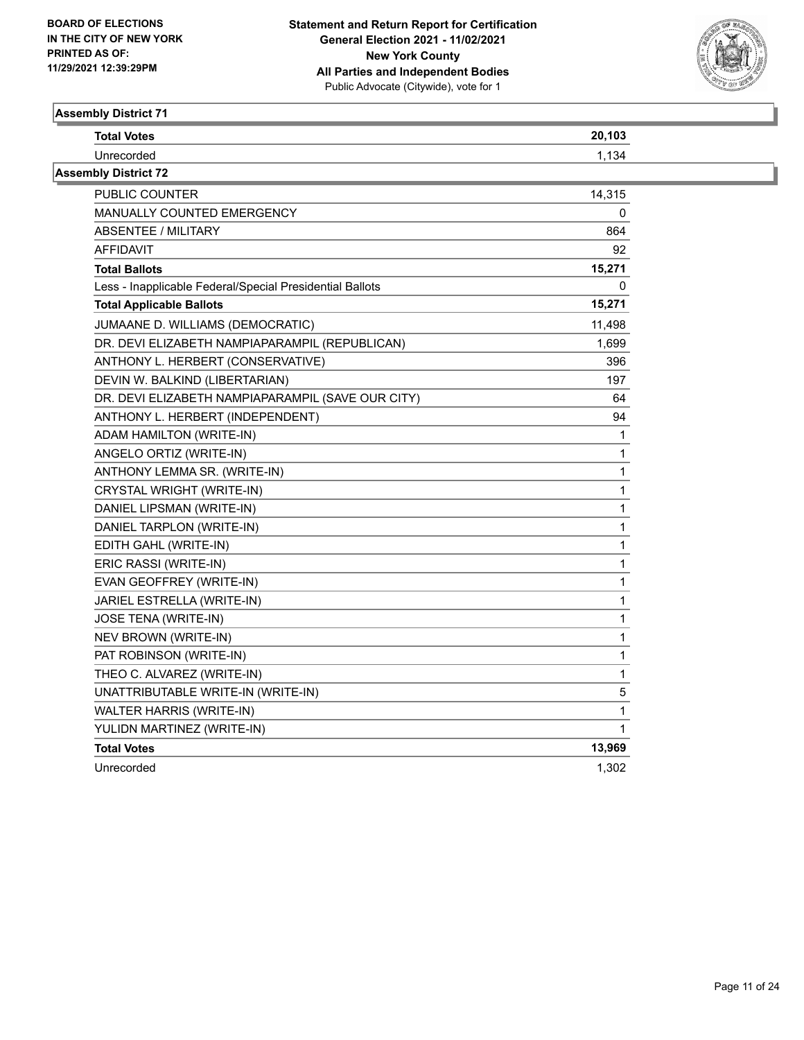BOARD OF ELECTIONS
IN THE CITY OF NEW YORK
PRINTED AS OF:
11/29/2021 12:39:29PM

**Statement and Return Report for Certification**
**General Election 2021 - 11/02/2021**
**New York County**
**All Parties and Independent Bodies**
Public Advocate (Citywide), vote for 1

## Assembly District 71

| | |
|---|---|
| **Total Votes** | **20,103** |
| Unrecorded | 1,134 |

## Assembly District 72

| | |
|---|---|
| PUBLIC COUNTER | 14,315 |
| MANUALLY COUNTED EMERGENCY | 0 |
| ABSENTEE / MILITARY | 864 |
| AFFIDAVIT | 92 |
| **Total Ballots** | **15,271** |
| Less - Inapplicable Federal/Special Presidential Ballots | 0 |
| **Total Applicable Ballots** | **15,271** |
| JUMAANE D. WILLIAMS (DEMOCRATIC) | 11,498 |
| DR. DEVI ELIZABETH NAMPIAPARAMPIL (REPUBLICAN) | 1,699 |
| ANTHONY L. HERBERT (CONSERVATIVE) | 396 |
| DEVIN W. BALKIND (LIBERTARIAN) | 197 |
| DR. DEVI ELIZABETH NAMPIAPARAMPIL (SAVE OUR CITY) | 64 |
| ANTHONY L. HERBERT (INDEPENDENT) | 94 |
| ADAM HAMILTON (WRITE-IN) | 1 |
| ANGELO ORTIZ (WRITE-IN) | 1 |
| ANTHONY LEMMA SR. (WRITE-IN) | 1 |
| CRYSTAL WRIGHT (WRITE-IN) | 1 |
| DANIEL LIPSMAN (WRITE-IN) | 1 |
| DANIEL TARPLON (WRITE-IN) | 1 |
| EDITH GAHL (WRITE-IN) | 1 |
| ERIC RASSI (WRITE-IN) | 1 |
| EVAN GEOFFREY (WRITE-IN) | 1 |
| JARIEL ESTRELLA (WRITE-IN) | 1 |
| JOSE TENA (WRITE-IN) | 1 |
| NEV BROWN (WRITE-IN) | 1 |
| PAT ROBINSON (WRITE-IN) | 1 |
| THEO C. ALVAREZ (WRITE-IN) | 1 |
| UNATTRIBUTABLE WRITE-IN (WRITE-IN) | 5 |
| WALTER HARRIS (WRITE-IN) | 1 |
| YULIDN MARTINEZ (WRITE-IN) | 1 |
| **Total Votes** | **13,969** |
| Unrecorded | 1,302 |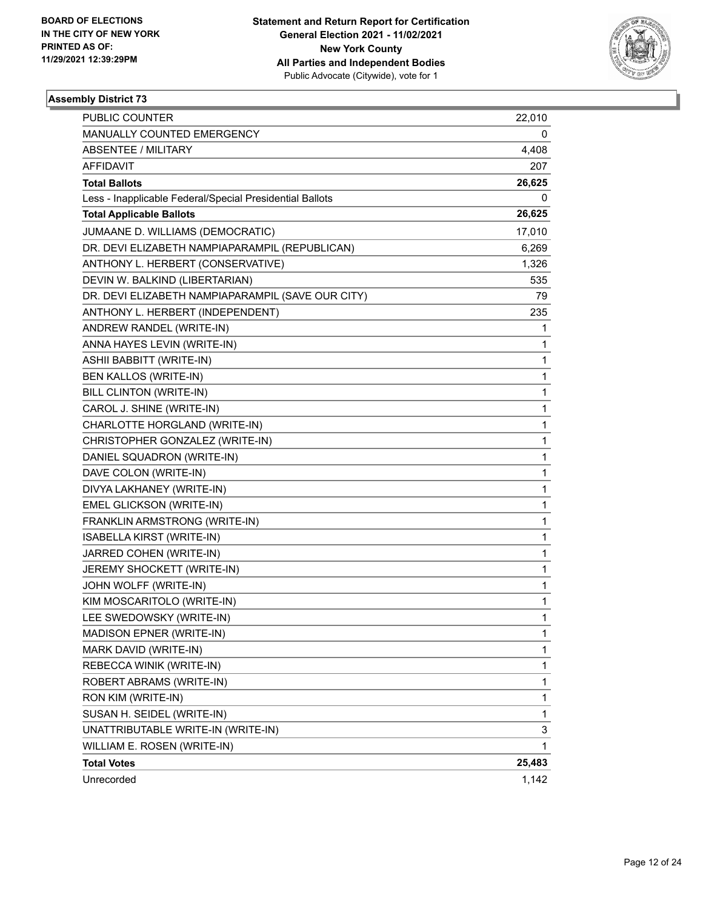BOARD OF ELECTIONS
IN THE CITY OF NEW YORK
PRINTED AS OF:
11/29/2021 12:39:29PM

**Statement and Return Report for Certification**
**General Election 2021 - 11/02/2021**
**New York County**
**All Parties and Independent Bodies**
Public Advocate (Citywide), vote for 1

### Assembly District 73

| | |
|---|---|
| PUBLIC COUNTER | 22,010 |
| MANUALLY COUNTED EMERGENCY | 0 |
| ABSENTEE / MILITARY | 4,408 |
| AFFIDAVIT | 207 |
| **Total Ballots** | **26,625** |
| Less - Inapplicable Federal/Special Presidential Ballots | 0 |
| **Total Applicable Ballots** | **26,625** |
| JUMAANE D. WILLIAMS (DEMOCRATIC) | 17,010 |
| DR. DEVI ELIZABETH NAMPIAPARAMPIL (REPUBLICAN) | 6,269 |
| ANTHONY L. HERBERT (CONSERVATIVE) | 1,326 |
| DEVIN W. BALKIND (LIBERTARIAN) | 535 |
| DR. DEVI ELIZABETH NAMPIAPARAMPIL (SAVE OUR CITY) | 79 |
| ANTHONY L. HERBERT (INDEPENDENT) | 235 |
| ANDREW RANDEL (WRITE-IN) | 1 |
| ANNA HAYES LEVIN (WRITE-IN) | 1 |
| ASHII BABBITT (WRITE-IN) | 1 |
| BEN KALLOS (WRITE-IN) | 1 |
| BILL CLINTON (WRITE-IN) | 1 |
| CAROL J. SHINE (WRITE-IN) | 1 |
| CHARLOTTE HORGLAND (WRITE-IN) | 1 |
| CHRISTOPHER GONZALEZ (WRITE-IN) | 1 |
| DANIEL SQUADRON (WRITE-IN) | 1 |
| DAVE COLON (WRITE-IN) | 1 |
| DIVYA LAKHANEY (WRITE-IN) | 1 |
| EMEL GLICKSON (WRITE-IN) | 1 |
| FRANKLIN ARMSTRONG (WRITE-IN) | 1 |
| ISABELLA KIRST (WRITE-IN) | 1 |
| JARRED COHEN (WRITE-IN) | 1 |
| JEREMY SHOCKETT (WRITE-IN) | 1 |
| JOHN WOLFF (WRITE-IN) | 1 |
| KIM MOSCARITOLO (WRITE-IN) | 1 |
| LEE SWEDOWSKY (WRITE-IN) | 1 |
| MADISON EPNER (WRITE-IN) | 1 |
| MARK DAVID (WRITE-IN) | 1 |
| REBECCA WINIK (WRITE-IN) | 1 |
| ROBERT ABRAMS (WRITE-IN) | 1 |
| RON KIM (WRITE-IN) | 1 |
| SUSAN H. SEIDEL (WRITE-IN) | 1 |
| UNATTRIBUTABLE WRITE-IN (WRITE-IN) | 3 |
| WILLIAM E. ROSEN (WRITE-IN) | 1 |
| **Total Votes** | **25,483** |
| Unrecorded | 1,142 |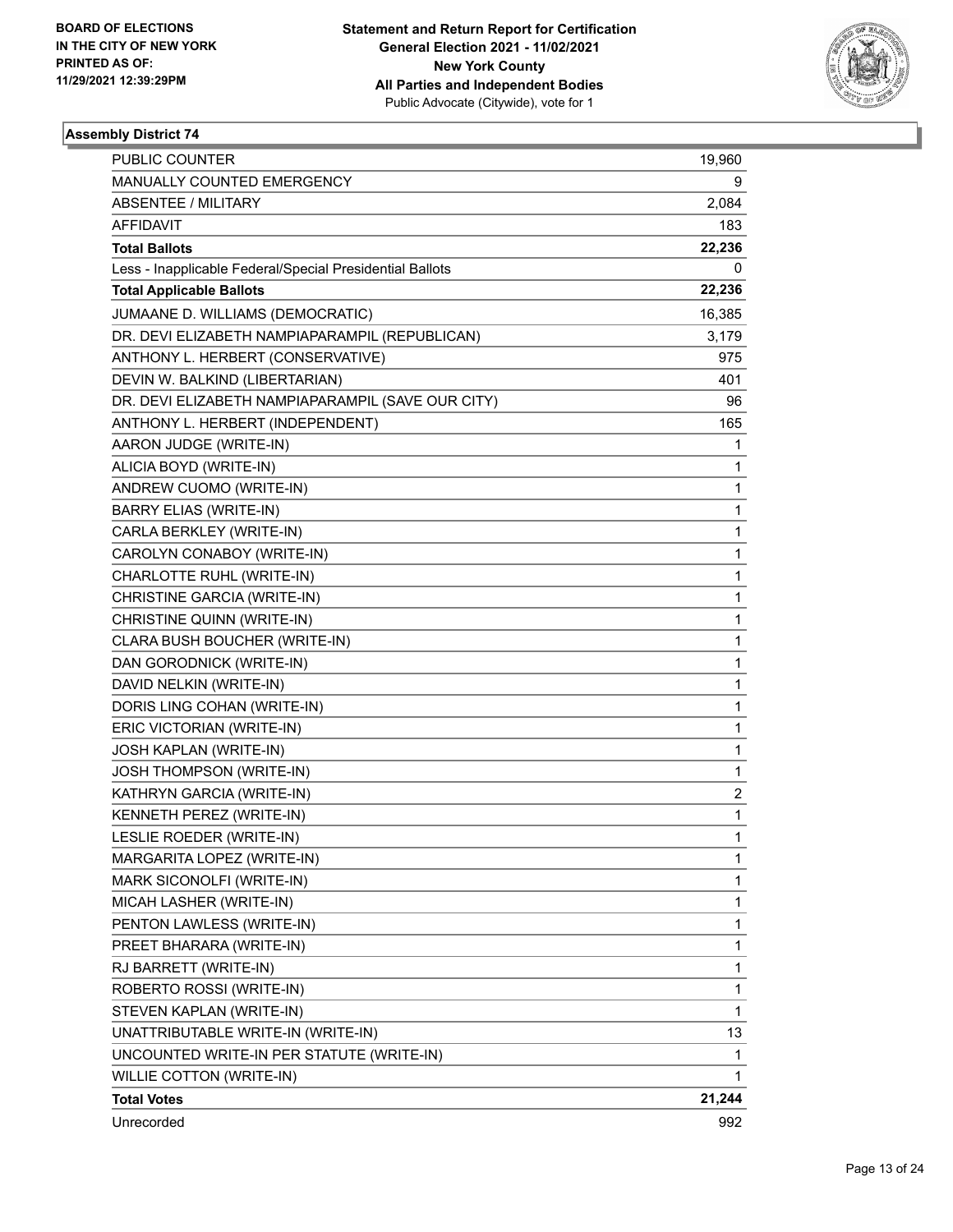BOARD OF ELECTIONS
IN THE CITY OF NEW YORK
PRINTED AS OF:
11/29/2021 12:39:29PM

**Statement and Return Report for Certification**
**General Election 2021 - 11/02/2021**
**New York County**
**All Parties and Independent Bodies**
Public Advocate (Citywide), vote for 1

### Assembly District 74

| | |
|---|---|
| PUBLIC COUNTER | 19,960 |
| MANUALLY COUNTED EMERGENCY | 9 |
| ABSENTEE / MILITARY | 2,084 |
| AFFIDAVIT | 183 |
| **Total Ballots** | **22,236** |
| Less - Inapplicable Federal/Special Presidential Ballots | 0 |
| **Total Applicable Ballots** | **22,236** |
| JUMAANE D. WILLIAMS (DEMOCRATIC) | 16,385 |
| DR. DEVI ELIZABETH NAMPIAPARAMPIL (REPUBLICAN) | 3,179 |
| ANTHONY L. HERBERT (CONSERVATIVE) | 975 |
| DEVIN W. BALKIND (LIBERTARIAN) | 401 |
| DR. DEVI ELIZABETH NAMPIAPARAMPIL (SAVE OUR CITY) | 96 |
| ANTHONY L. HERBERT (INDEPENDENT) | 165 |
| AARON JUDGE (WRITE-IN) | 1 |
| ALICIA BOYD (WRITE-IN) | 1 |
| ANDREW CUOMO (WRITE-IN) | 1 |
| BARRY ELIAS (WRITE-IN) | 1 |
| CARLA BERKLEY (WRITE-IN) | 1 |
| CAROLYN CONABOY (WRITE-IN) | 1 |
| CHARLOTTE RUHL (WRITE-IN) | 1 |
| CHRISTINE GARCIA (WRITE-IN) | 1 |
| CHRISTINE QUINN (WRITE-IN) | 1 |
| CLARA BUSH BOUCHER (WRITE-IN) | 1 |
| DAN GORODNICK (WRITE-IN) | 1 |
| DAVID NELKIN (WRITE-IN) | 1 |
| DORIS LING COHAN (WRITE-IN) | 1 |
| ERIC VICTORIAN (WRITE-IN) | 1 |
| JOSH KAPLAN (WRITE-IN) | 1 |
| JOSH THOMPSON (WRITE-IN) | 1 |
| KATHRYN GARCIA (WRITE-IN) | 2 |
| KENNETH PEREZ (WRITE-IN) | 1 |
| LESLIE ROEDER (WRITE-IN) | 1 |
| MARGARITA LOPEZ (WRITE-IN) | 1 |
| MARK SICONOLFI (WRITE-IN) | 1 |
| MICAH LASHER (WRITE-IN) | 1 |
| PENTON LAWLESS (WRITE-IN) | 1 |
| PREET BHARARA (WRITE-IN) | 1 |
| RJ BARRETT (WRITE-IN) | 1 |
| ROBERTO ROSSI (WRITE-IN) | 1 |
| STEVEN KAPLAN (WRITE-IN) | 1 |
| UNATTRIBUTABLE WRITE-IN (WRITE-IN) | 13 |
| UNCOUNTED WRITE-IN PER STATUTE (WRITE-IN) | 1 |
| WILLIE COTTON (WRITE-IN) | 1 |
| **Total Votes** | **21,244** |
| Unrecorded | 992 |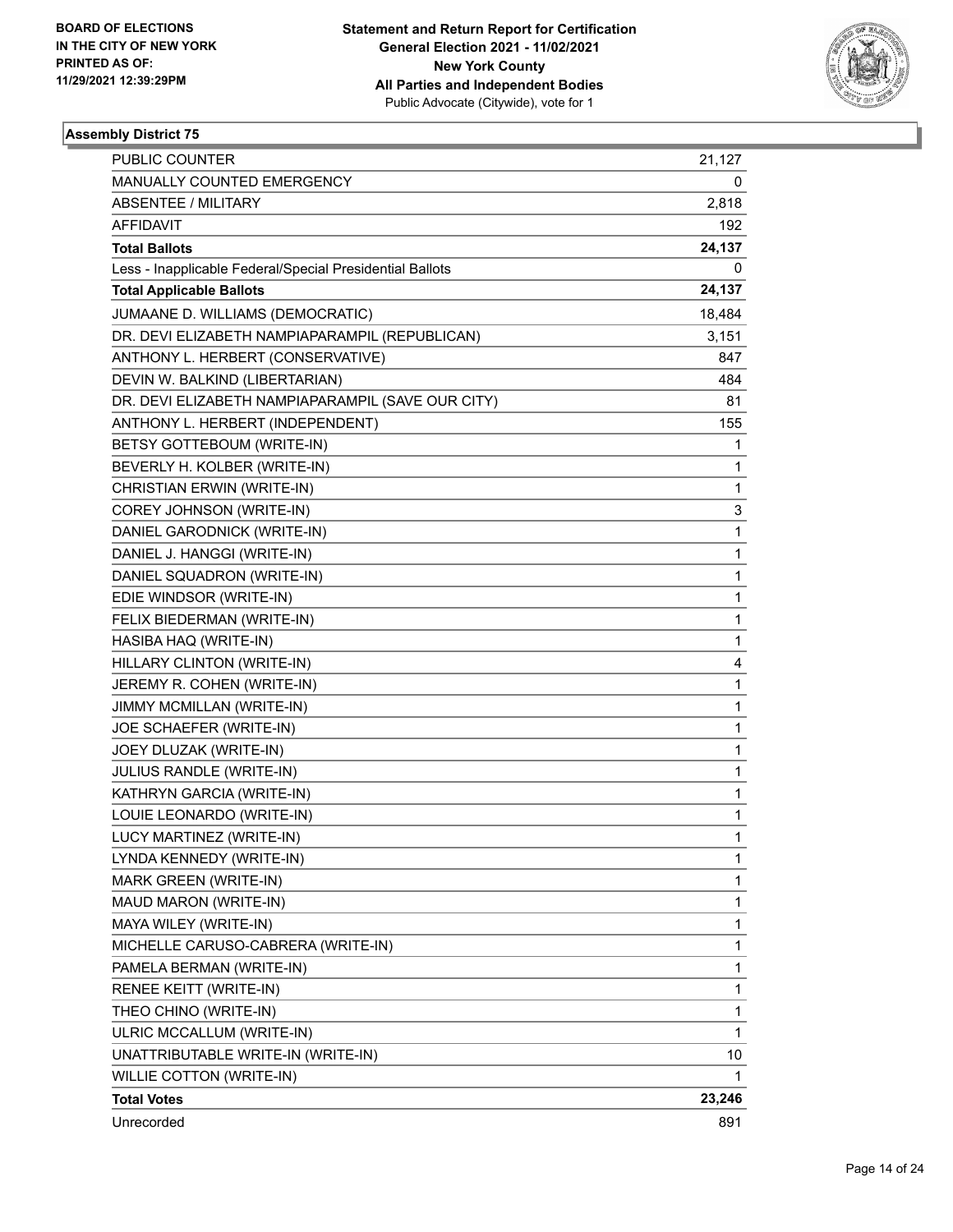BOARD OF ELECTIONS
IN THE CITY OF NEW YORK
PRINTED AS OF:
11/29/2021 12:39:29PM

**Statement and Return Report for Certification**
**General Election 2021 - 11/02/2021**
**New York County**
**All Parties and Independent Bodies**
Public Advocate (Citywide), vote for 1

### Assembly District 75

| | |
|---|---|
| PUBLIC COUNTER | 21,127 |
| MANUALLY COUNTED EMERGENCY | 0 |
| ABSENTEE / MILITARY | 2,818 |
| AFFIDAVIT | 192 |
| **Total Ballots** | **24,137** |
| Less - Inapplicable Federal/Special Presidential Ballots | 0 |
| **Total Applicable Ballots** | **24,137** |
| JUMAANE D. WILLIAMS (DEMOCRATIC) | 18,484 |
| DR. DEVI ELIZABETH NAMPIAPARAMPIL (REPUBLICAN) | 3,151 |
| ANTHONY L. HERBERT (CONSERVATIVE) | 847 |
| DEVIN W. BALKIND (LIBERTARIAN) | 484 |
| DR. DEVI ELIZABETH NAMPIAPARAMPIL (SAVE OUR CITY) | 81 |
| ANTHONY L. HERBERT (INDEPENDENT) | 155 |
| BETSY GOTTEBOUM (WRITE-IN) | 1 |
| BEVERLY H. KOLBER (WRITE-IN) | 1 |
| CHRISTIAN ERWIN (WRITE-IN) | 1 |
| COREY JOHNSON (WRITE-IN) | 3 |
| DANIEL GARODNICK (WRITE-IN) | 1 |
| DANIEL J. HANGGI (WRITE-IN) | 1 |
| DANIEL SQUADRON (WRITE-IN) | 1 |
| EDIE WINDSOR (WRITE-IN) | 1 |
| FELIX BIEDERMAN (WRITE-IN) | 1 |
| HASIBA HAQ (WRITE-IN) | 1 |
| HILLARY CLINTON (WRITE-IN) | 4 |
| JEREMY R. COHEN (WRITE-IN) | 1 |
| JIMMY MCMILLAN (WRITE-IN) | 1 |
| JOE SCHAEFER (WRITE-IN) | 1 |
| JOEY DLUZAK (WRITE-IN) | 1 |
| JULIUS RANDLE (WRITE-IN) | 1 |
| KATHRYN GARCIA (WRITE-IN) | 1 |
| LOUIE LEONARDO (WRITE-IN) | 1 |
| LUCY MARTINEZ (WRITE-IN) | 1 |
| LYNDA KENNEDY (WRITE-IN) | 1 |
| MARK GREEN (WRITE-IN) | 1 |
| MAUD MARON (WRITE-IN) | 1 |
| MAYA WILEY (WRITE-IN) | 1 |
| MICHELLE CARUSO-CABRERA (WRITE-IN) | 1 |
| PAMELA BERMAN (WRITE-IN) | 1 |
| RENEE KEITT (WRITE-IN) | 1 |
| THEO CHINO (WRITE-IN) | 1 |
| ULRIC MCCALLUM (WRITE-IN) | 1 |
| UNATTRIBUTABLE WRITE-IN (WRITE-IN) | 10 |
| WILLIE COTTON (WRITE-IN) | 1 |
| **Total Votes** | **23,246** |
| Unrecorded | 891 |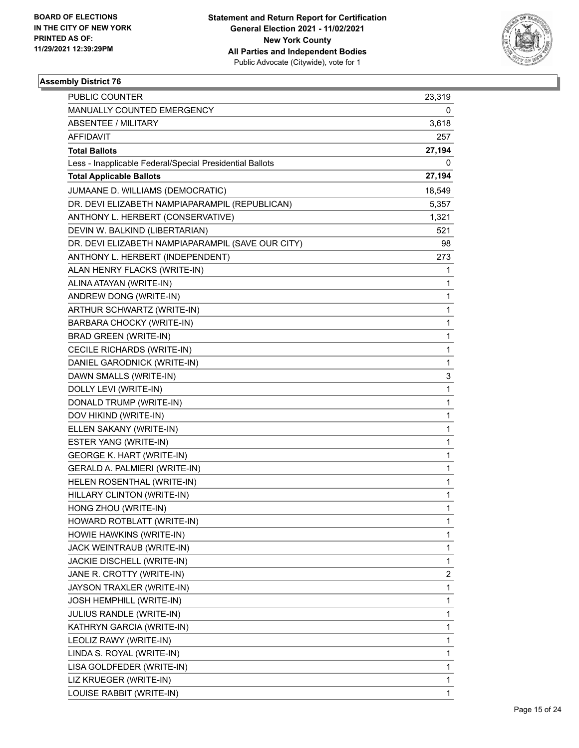**BOARD OF ELECTIONS IN THE CITY OF NEW YORK PRINTED AS OF: 11/29/2021 12:39:29PM**

**Statement and Return Report for Certification**
**General Election 2021 - 11/02/2021**
**New York County**
**All Parties and Independent Bodies**
Public Advocate (Citywide), vote for 1

### Assembly District 76

| | |
|---|---|
| PUBLIC COUNTER | 23,319 |
| MANUALLY COUNTED EMERGENCY | 0 |
| ABSENTEE / MILITARY | 3,618 |
| AFFIDAVIT | 257 |
| **Total Ballots** | **27,194** |
| Less - Inapplicable Federal/Special Presidential Ballots | 0 |
| **Total Applicable Ballots** | **27,194** |
| JUMAANE D. WILLIAMS (DEMOCRATIC) | 18,549 |
| DR. DEVI ELIZABETH NAMPIAPARAMPIL (REPUBLICAN) | 5,357 |
| ANTHONY L. HERBERT (CONSERVATIVE) | 1,321 |
| DEVIN W. BALKIND (LIBERTARIAN) | 521 |
| DR. DEVI ELIZABETH NAMPIAPARAMPIL (SAVE OUR CITY) | 98 |
| ANTHONY L. HERBERT (INDEPENDENT) | 273 |
| ALAN HENRY FLACKS (WRITE-IN) | 1 |
| ALINA ATAYAN (WRITE-IN) | 1 |
| ANDREW DONG (WRITE-IN) | 1 |
| ARTHUR SCHWARTZ (WRITE-IN) | 1 |
| BARBARA CHOCKY (WRITE-IN) | 1 |
| BRAD GREEN (WRITE-IN) | 1 |
| CECILE RICHARDS (WRITE-IN) | 1 |
| DANIEL GARODNICK (WRITE-IN) | 1 |
| DAWN SMALLS (WRITE-IN) | 3 |
| DOLLY LEVI (WRITE-IN) | 1 |
| DONALD TRUMP (WRITE-IN) | 1 |
| DOV HIKIND (WRITE-IN) | 1 |
| ELLEN SAKANY (WRITE-IN) | 1 |
| ESTER YANG (WRITE-IN) | 1 |
| GEORGE K. HART (WRITE-IN) | 1 |
| GERALD A. PALMIERI (WRITE-IN) | 1 |
| HELEN ROSENTHAL (WRITE-IN) | 1 |
| HILLARY CLINTON (WRITE-IN) | 1 |
| HONG ZHOU (WRITE-IN) | 1 |
| HOWARD ROTBLATT (WRITE-IN) | 1 |
| HOWIE HAWKINS (WRITE-IN) | 1 |
| JACK WEINTRAUB (WRITE-IN) | 1 |
| JACKIE DISCHELL (WRITE-IN) | 1 |
| JANE R. CROTTY (WRITE-IN) | 2 |
| JAYSON TRAXLER (WRITE-IN) | 1 |
| JOSH HEMPHILL (WRITE-IN) | 1 |
| JULIUS RANDLE (WRITE-IN) | 1 |
| KATHRYN GARCIA (WRITE-IN) | 1 |
| LEOLIZ RAWY (WRITE-IN) | 1 |
| LINDA S. ROYAL (WRITE-IN) | 1 |
| LISA GOLDFEDER (WRITE-IN) | 1 |
| LIZ KRUEGER (WRITE-IN) | 1 |
| LOUISE RABBIT (WRITE-IN) | 1 |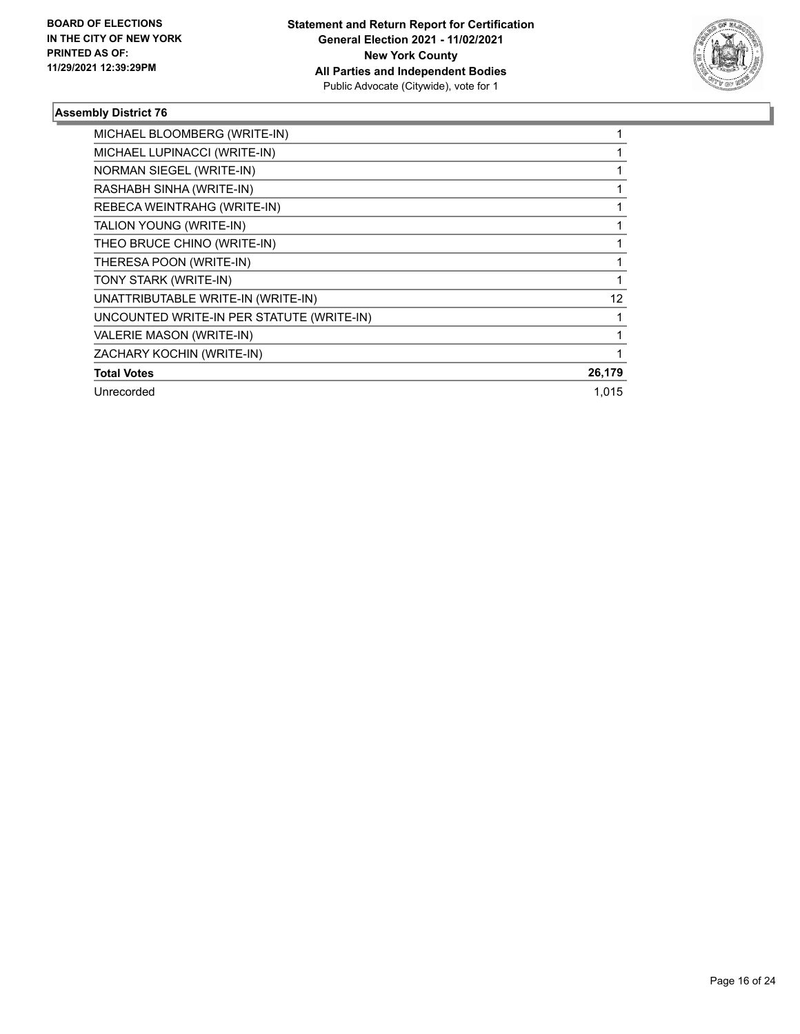**Statement and Return Report for Certification**
**General Election 2021 - 11/02/2021**
**New York County**
**All Parties and Independent Bodies**
Public Advocate (Citywide), vote for 1

### Assembly District 76

| Candidate | Votes |
|---|---|
| MICHAEL BLOOMBERG (WRITE-IN) | 1 |
| MICHAEL LUPINACCI (WRITE-IN) | 1 |
| NORMAN SIEGEL (WRITE-IN) | 1 |
| RASHABH SINHA (WRITE-IN) | 1 |
| REBECA WEINTRAHG (WRITE-IN) | 1 |
| TALION YOUNG (WRITE-IN) | 1 |
| THEO BRUCE CHINO (WRITE-IN) | 1 |
| THERESA POON (WRITE-IN) | 1 |
| TONY STARK (WRITE-IN) | 1 |
| UNATTRIBUTABLE WRITE-IN (WRITE-IN) | 12 |
| UNCOUNTED WRITE-IN PER STATUTE (WRITE-IN) | 1 |
| VALERIE MASON (WRITE-IN) | 1 |
| ZACHARY KOCHIN (WRITE-IN) | 1 |
| **Total Votes** | **26,179** |
| Unrecorded | 1,015 |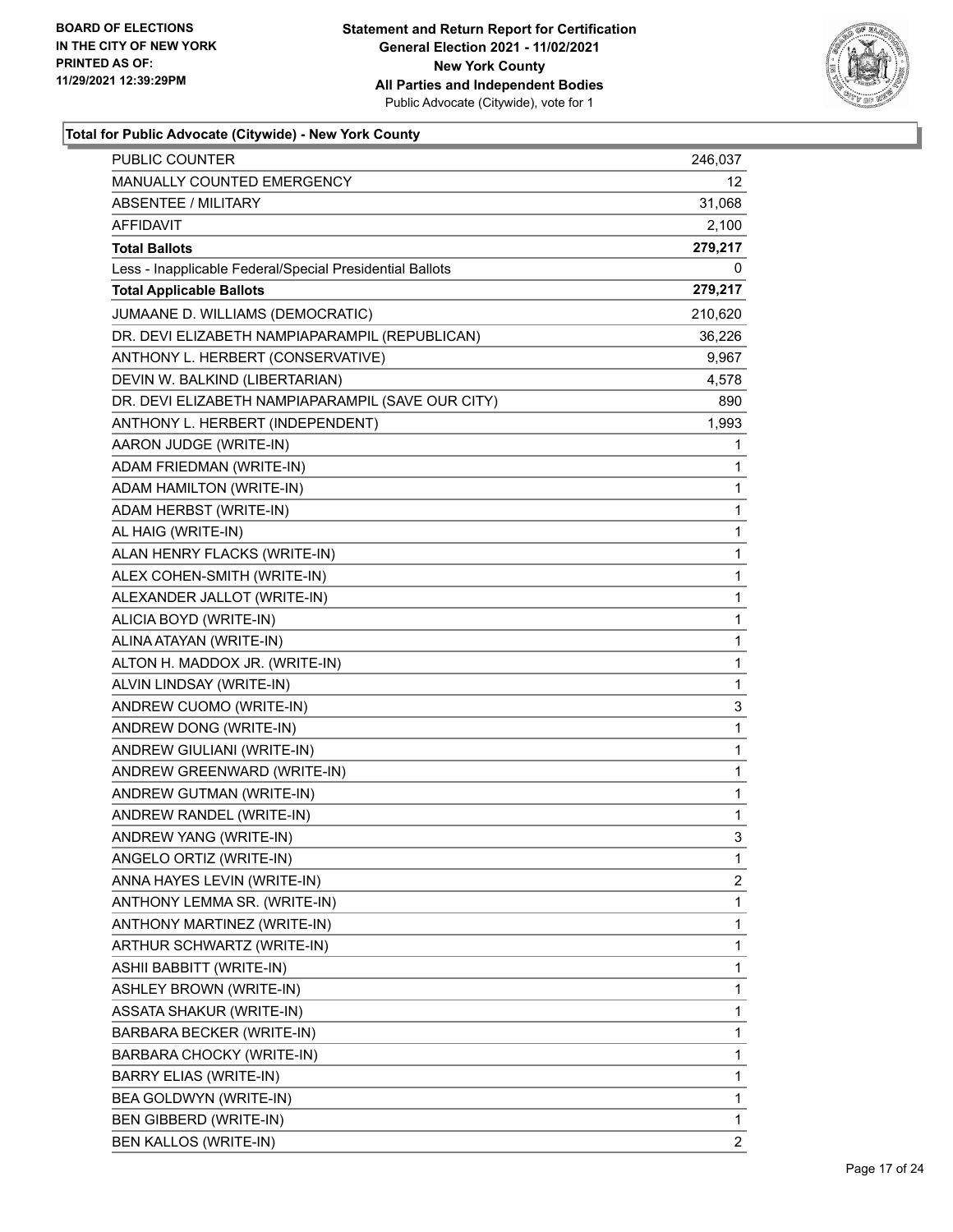**BOARD OF ELECTIONS IN THE CITY OF NEW YORK PRINTED AS OF: 11/29/2021 12:39:29PM**

**Statement and Return Report for Certification**
**General Election 2021 - 11/02/2021**
**New York County**
**All Parties and Independent Bodies**
Public Advocate (Citywide), vote for 1

### Total for Public Advocate (Citywide) - New York County

| | |
|---|---|
| PUBLIC COUNTER | 246,037 |
| MANUALLY COUNTED EMERGENCY | 12 |
| ABSENTEE / MILITARY | 31,068 |
| AFFIDAVIT | 2,100 |
| **Total Ballots** | **279,217** |
| Less - Inapplicable Federal/Special Presidential Ballots | 0 |
| **Total Applicable Ballots** | **279,217** |
| JUMAANE D. WILLIAMS (DEMOCRATIC) | 210,620 |
| DR. DEVI ELIZABETH NAMPIAPARAMPIL (REPUBLICAN) | 36,226 |
| ANTHONY L. HERBERT (CONSERVATIVE) | 9,967 |
| DEVIN W. BALKIND (LIBERTARIAN) | 4,578 |
| DR. DEVI ELIZABETH NAMPIAPARAMPIL (SAVE OUR CITY) | 890 |
| ANTHONY L. HERBERT (INDEPENDENT) | 1,993 |
| AARON JUDGE (WRITE-IN) | 1 |
| ADAM FRIEDMAN (WRITE-IN) | 1 |
| ADAM HAMILTON (WRITE-IN) | 1 |
| ADAM HERBST (WRITE-IN) | 1 |
| AL HAIG (WRITE-IN) | 1 |
| ALAN HENRY FLACKS (WRITE-IN) | 1 |
| ALEX COHEN-SMITH (WRITE-IN) | 1 |
| ALEXANDER JALLOT (WRITE-IN) | 1 |
| ALICIA BOYD (WRITE-IN) | 1 |
| ALINA ATAYAN (WRITE-IN) | 1 |
| ALTON H. MADDOX JR. (WRITE-IN) | 1 |
| ALVIN LINDSAY (WRITE-IN) | 1 |
| ANDREW CUOMO (WRITE-IN) | 3 |
| ANDREW DONG (WRITE-IN) | 1 |
| ANDREW GIULIANI (WRITE-IN) | 1 |
| ANDREW GREENWARD (WRITE-IN) | 1 |
| ANDREW GUTMAN (WRITE-IN) | 1 |
| ANDREW RANDEL (WRITE-IN) | 1 |
| ANDREW YANG (WRITE-IN) | 3 |
| ANGELO ORTIZ (WRITE-IN) | 1 |
| ANNA HAYES LEVIN (WRITE-IN) | 2 |
| ANTHONY LEMMA SR. (WRITE-IN) | 1 |
| ANTHONY MARTINEZ (WRITE-IN) | 1 |
| ARTHUR SCHWARTZ (WRITE-IN) | 1 |
| ASHII BABBITT (WRITE-IN) | 1 |
| ASHLEY BROWN (WRITE-IN) | 1 |
| ASSATA SHAKUR (WRITE-IN) | 1 |
| BARBARA BECKER (WRITE-IN) | 1 |
| BARBARA CHOCKY (WRITE-IN) | 1 |
| BARRY ELIAS (WRITE-IN) | 1 |
| BEA GOLDWYN (WRITE-IN) | 1 |
| BEN GIBBERD (WRITE-IN) | 1 |
| BEN KALLOS (WRITE-IN) | 2 |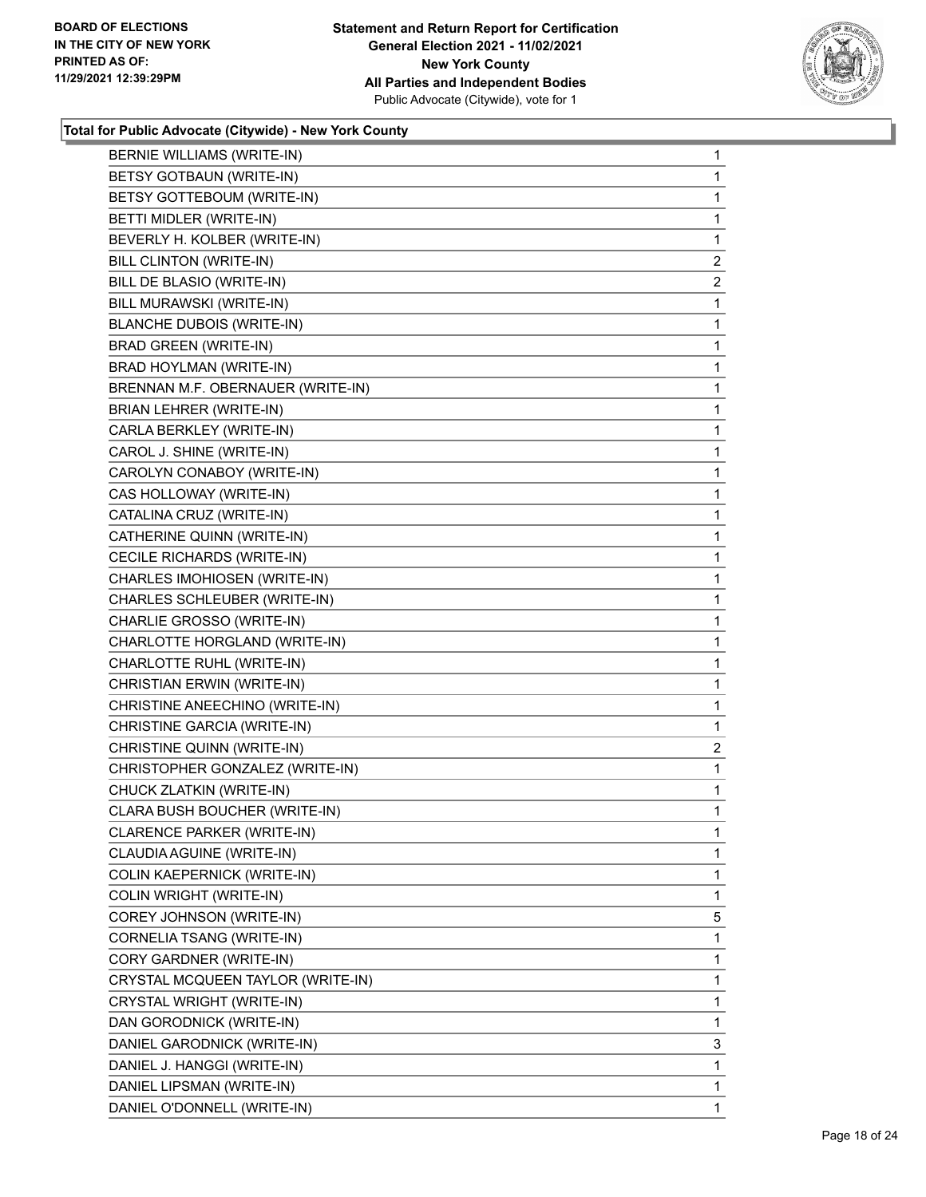**Total for Public Advocate (Citywide) - New York County**

| | |
|---|---|
| BERNIE WILLIAMS (WRITE-IN) | 1 |
| BETSY GOTBAUN (WRITE-IN) | 1 |
| BETSY GOTTEBOUM (WRITE-IN) | 1 |
| BETTI MIDLER (WRITE-IN) | 1 |
| BEVERLY H. KOLBER (WRITE-IN) | 1 |
| BILL CLINTON (WRITE-IN) | 2 |
| BILL DE BLASIO (WRITE-IN) | 2 |
| BILL MURAWSKI (WRITE-IN) | 1 |
| BLANCHE DUBOIS (WRITE-IN) | 1 |
| BRAD GREEN (WRITE-IN) | 1 |
| BRAD HOYLMAN (WRITE-IN) | 1 |
| BRENNAN M.F. OBERNAUER (WRITE-IN) | 1 |
| BRIAN LEHRER (WRITE-IN) | 1 |
| CARLA BERKLEY (WRITE-IN) | 1 |
| CAROL J. SHINE (WRITE-IN) | 1 |
| CAROLYN CONABOY (WRITE-IN) | 1 |
| CAS HOLLOWAY (WRITE-IN) | 1 |
| CATALINA CRUZ (WRITE-IN) | 1 |
| CATHERINE QUINN (WRITE-IN) | 1 |
| CECILE RICHARDS (WRITE-IN) | 1 |
| CHARLES IMOHIOSEN (WRITE-IN) | 1 |
| CHARLES SCHLEUBER (WRITE-IN) | 1 |
| CHARLIE GROSSO (WRITE-IN) | 1 |
| CHARLOTTE HORGLAND (WRITE-IN) | 1 |
| CHARLOTTE RUHL (WRITE-IN) | 1 |
| CHRISTIAN ERWIN (WRITE-IN) | 1 |
| CHRISTINE ANEECHINO (WRITE-IN) | 1 |
| CHRISTINE GARCIA (WRITE-IN) | 1 |
| CHRISTINE QUINN (WRITE-IN) | 2 |
| CHRISTOPHER GONZALEZ (WRITE-IN) | 1 |
| CHUCK ZLATKIN (WRITE-IN) | 1 |
| CLARA BUSH BOUCHER (WRITE-IN) | 1 |
| CLARENCE PARKER (WRITE-IN) | 1 |
| CLAUDIA AGUINE (WRITE-IN) | 1 |
| COLIN KAEPERNICK (WRITE-IN) | 1 |
| COLIN WRIGHT (WRITE-IN) | 1 |
| COREY JOHNSON (WRITE-IN) | 5 |
| CORNELIA TSANG (WRITE-IN) | 1 |
| CORY GARDNER (WRITE-IN) | 1 |
| CRYSTAL MCQUEEN TAYLOR (WRITE-IN) | 1 |
| CRYSTAL WRIGHT (WRITE-IN) | 1 |
| DAN GORODNICK (WRITE-IN) | 1 |
| DANIEL GARODNICK (WRITE-IN) | 3 |
| DANIEL J. HANGGI (WRITE-IN) | 1 |
| DANIEL LIPSMAN (WRITE-IN) | 1 |
| DANIEL O'DONNELL (WRITE-IN) | 1 |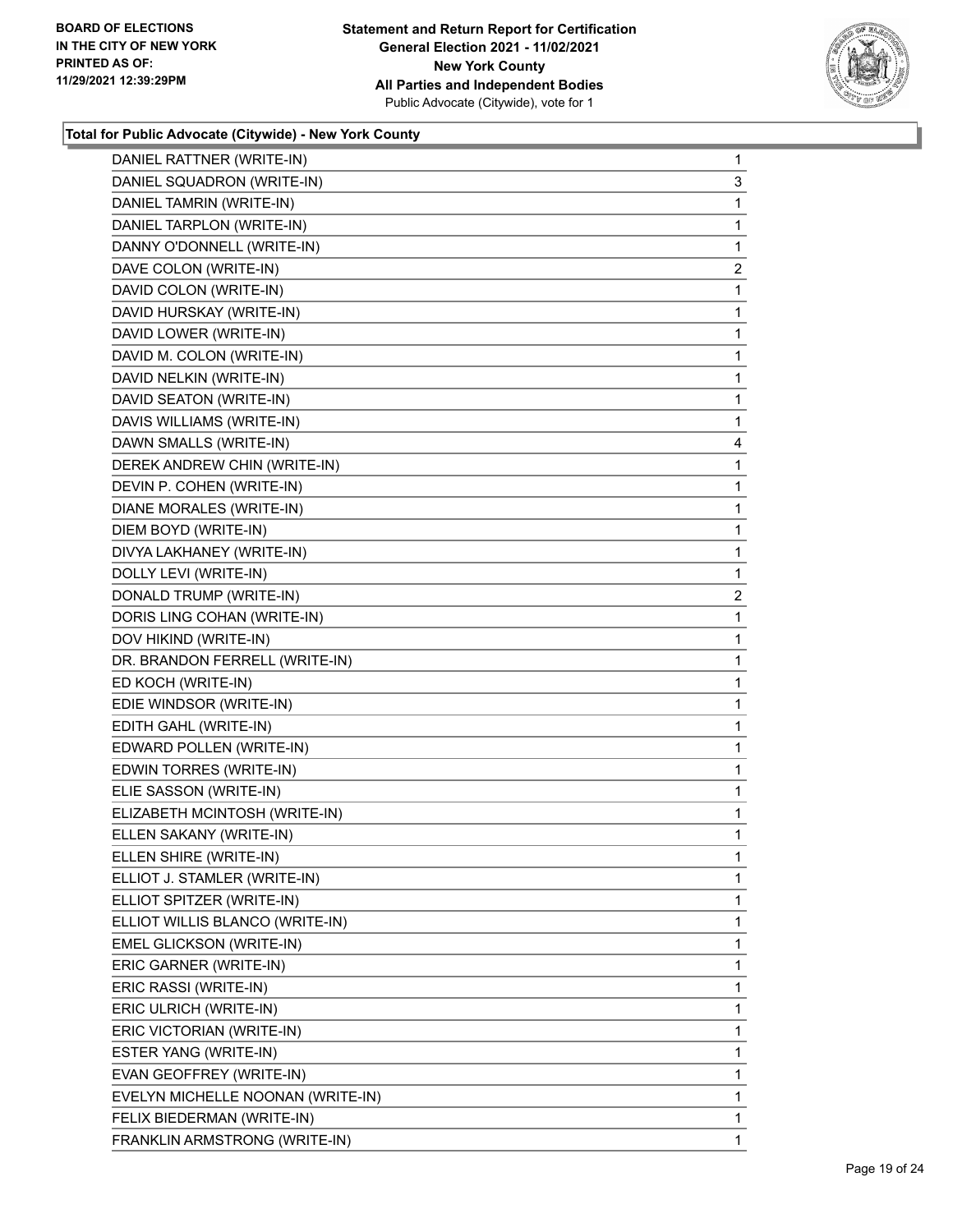**Total for Public Advocate (Citywide) - New York County**

| Candidate | Votes |
|---|---|
| DANIEL RATTNER (WRITE-IN) | 1 |
| DANIEL SQUADRON (WRITE-IN) | 3 |
| DANIEL TAMRIN (WRITE-IN) | 1 |
| DANIEL TARPLON (WRITE-IN) | 1 |
| DANNY O'DONNELL (WRITE-IN) | 1 |
| DAVE COLON (WRITE-IN) | 2 |
| DAVID COLON (WRITE-IN) | 1 |
| DAVID HURSKAY (WRITE-IN) | 1 |
| DAVID LOWER (WRITE-IN) | 1 |
| DAVID M. COLON (WRITE-IN) | 1 |
| DAVID NELKIN (WRITE-IN) | 1 |
| DAVID SEATON (WRITE-IN) | 1 |
| DAVIS WILLIAMS (WRITE-IN) | 1 |
| DAWN SMALLS (WRITE-IN) | 4 |
| DEREK ANDREW CHIN (WRITE-IN) | 1 |
| DEVIN P. COHEN (WRITE-IN) | 1 |
| DIANE MORALES (WRITE-IN) | 1 |
| DIEM BOYD (WRITE-IN) | 1 |
| DIVYA LAKHANEY (WRITE-IN) | 1 |
| DOLLY LEVI (WRITE-IN) | 1 |
| DONALD TRUMP (WRITE-IN) | 2 |
| DORIS LING COHAN (WRITE-IN) | 1 |
| DOV HIKIND (WRITE-IN) | 1 |
| DR. BRANDON FERRELL (WRITE-IN) | 1 |
| ED KOCH (WRITE-IN) | 1 |
| EDIE WINDSOR (WRITE-IN) | 1 |
| EDITH GAHL (WRITE-IN) | 1 |
| EDWARD POLLEN (WRITE-IN) | 1 |
| EDWIN TORRES (WRITE-IN) | 1 |
| ELIE SASSON (WRITE-IN) | 1 |
| ELIZABETH MCINTOSH (WRITE-IN) | 1 |
| ELLEN SAKANY (WRITE-IN) | 1 |
| ELLEN SHIRE (WRITE-IN) | 1 |
| ELLIOT J. STAMLER (WRITE-IN) | 1 |
| ELLIOT SPITZER (WRITE-IN) | 1 |
| ELLIOT WILLIS BLANCO (WRITE-IN) | 1 |
| EMEL GLICKSON (WRITE-IN) | 1 |
| ERIC GARNER (WRITE-IN) | 1 |
| ERIC RASSI (WRITE-IN) | 1 |
| ERIC ULRICH (WRITE-IN) | 1 |
| ERIC VICTORIAN (WRITE-IN) | 1 |
| ESTER YANG (WRITE-IN) | 1 |
| EVAN GEOFFREY (WRITE-IN) | 1 |
| EVELYN MICHELLE NOONAN (WRITE-IN) | 1 |
| FELIX BIEDERMAN (WRITE-IN) | 1 |
| FRANKLIN ARMSTRONG (WRITE-IN) | 1 |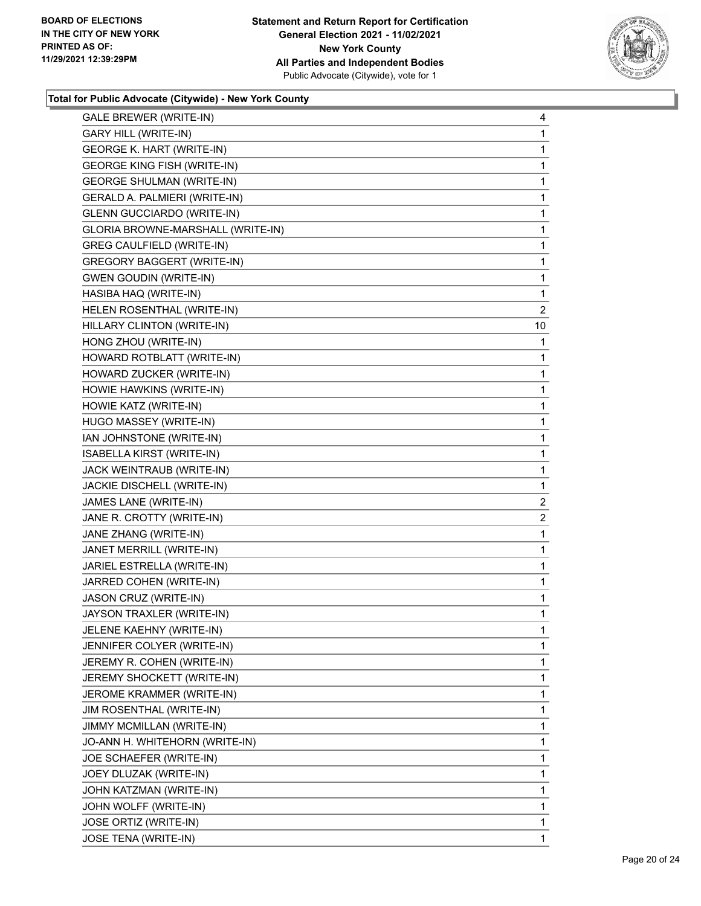**BOARD OF ELECTIONS IN THE CITY OF NEW YORK PRINTED AS OF: 11/29/2021 12:39:29PM**

**Statement and Return Report for Certification General Election 2021 - 11/02/2021 New York County All Parties and Independent Bodies**
Public Advocate (Citywide), vote for 1

### Total for Public Advocate (Citywide) - New York County

| | |
|---|---|
| GALE BREWER (WRITE-IN) | 4 |
| GARY HILL (WRITE-IN) | 1 |
| GEORGE K. HART (WRITE-IN) | 1 |
| GEORGE KING FISH (WRITE-IN) | 1 |
| GEORGE SHULMAN (WRITE-IN) | 1 |
| GERALD A. PALMIERI (WRITE-IN) | 1 |
| GLENN GUCCIARDO (WRITE-IN) | 1 |
| GLORIA BROWNE-MARSHALL (WRITE-IN) | 1 |
| GREG CAULFIELD (WRITE-IN) | 1 |
| GREGORY BAGGERT (WRITE-IN) | 1 |
| GWEN GOUDIN (WRITE-IN) | 1 |
| HASIBA HAQ (WRITE-IN) | 1 |
| HELEN ROSENTHAL (WRITE-IN) | 2 |
| HILLARY CLINTON (WRITE-IN) | 10 |
| HONG ZHOU (WRITE-IN) | 1 |
| HOWARD ROTBLATT (WRITE-IN) | 1 |
| HOWARD ZUCKER (WRITE-IN) | 1 |
| HOWIE HAWKINS (WRITE-IN) | 1 |
| HOWIE KATZ (WRITE-IN) | 1 |
| HUGO MASSEY (WRITE-IN) | 1 |
| IAN JOHNSTONE (WRITE-IN) | 1 |
| ISABELLA KIRST (WRITE-IN) | 1 |
| JACK WEINTRAUB (WRITE-IN) | 1 |
| JACKIE DISCHELL (WRITE-IN) | 1 |
| JAMES LANE (WRITE-IN) | 2 |
| JANE R. CROTTY (WRITE-IN) | 2 |
| JANE ZHANG (WRITE-IN) | 1 |
| JANET MERRILL (WRITE-IN) | 1 |
| JARIEL ESTRELLA (WRITE-IN) | 1 |
| JARRED COHEN (WRITE-IN) | 1 |
| JASON CRUZ (WRITE-IN) | 1 |
| JAYSON TRAXLER (WRITE-IN) | 1 |
| JELENE KAEHNY (WRITE-IN) | 1 |
| JENNIFER COLYER (WRITE-IN) | 1 |
| JEREMY R. COHEN (WRITE-IN) | 1 |
| JEREMY SHOCKETT (WRITE-IN) | 1 |
| JEROME KRAMMER (WRITE-IN) | 1 |
| JIM ROSENTHAL (WRITE-IN) | 1 |
| JIMMY MCMILLAN (WRITE-IN) | 1 |
| JO-ANN H. WHITEHORN (WRITE-IN) | 1 |
| JOE SCHAEFER (WRITE-IN) | 1 |
| JOEY DLUZAK (WRITE-IN) | 1 |
| JOHN KATZMAN (WRITE-IN) | 1 |
| JOHN WOLFF (WRITE-IN) | 1 |
| JOSE ORTIZ (WRITE-IN) | 1 |
| JOSE TENA (WRITE-IN) | 1 |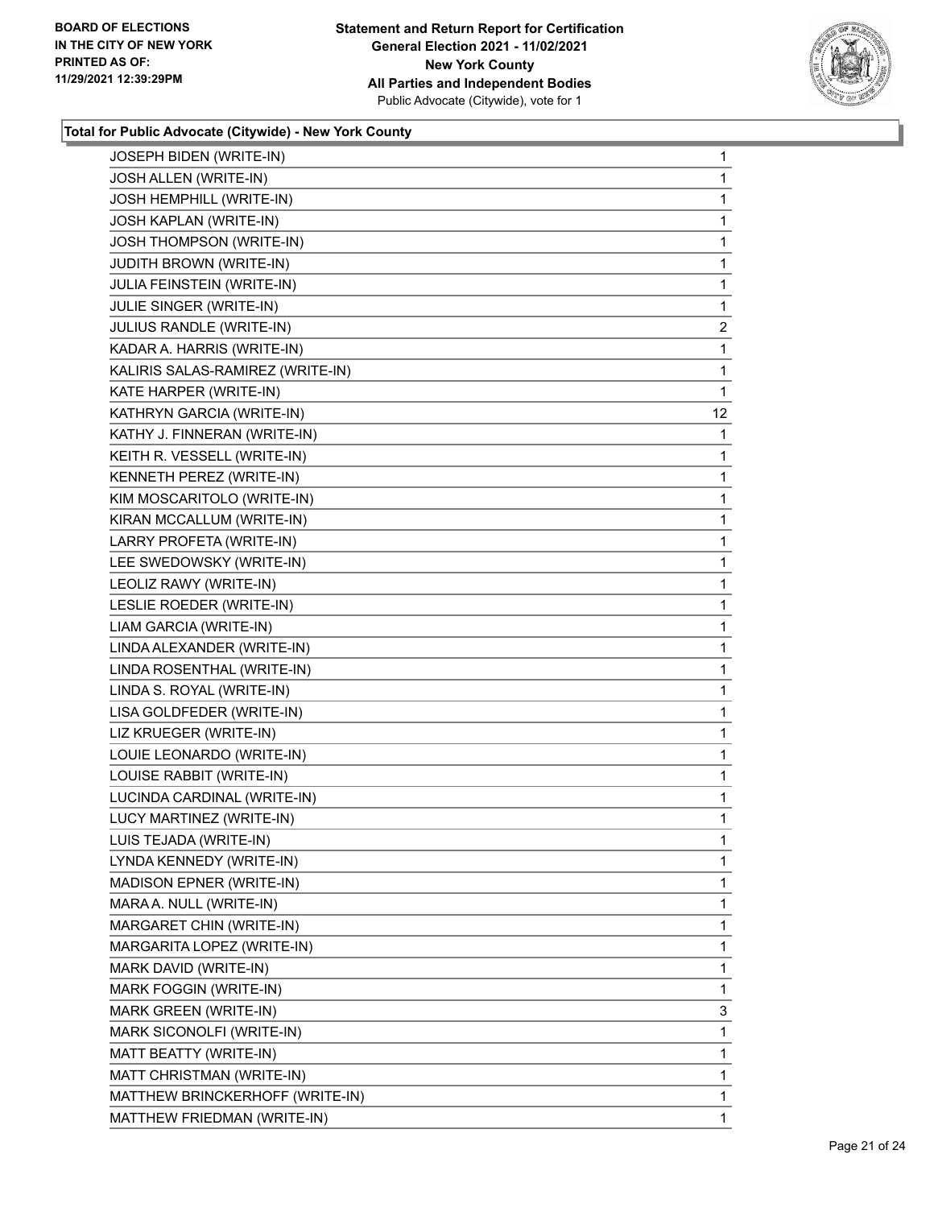**BOARD OF ELECTIONS IN THE CITY OF NEW YORK PRINTED AS OF: 11/29/2021 12:39:29PM**

**Statement and Return Report for Certification General Election 2021 - 11/02/2021 New York County All Parties and Independent Bodies** Public Advocate (Citywide), vote for 1

### Total for Public Advocate (Citywide) - New York County

| | |
|---|---|
| JOSEPH BIDEN (WRITE-IN) | 1 |
| JOSH ALLEN (WRITE-IN) | 1 |
| JOSH HEMPHILL (WRITE-IN) | 1 |
| JOSH KAPLAN (WRITE-IN) | 1 |
| JOSH THOMPSON (WRITE-IN) | 1 |
| JUDITH BROWN (WRITE-IN) | 1 |
| JULIA FEINSTEIN (WRITE-IN) | 1 |
| JULIE SINGER (WRITE-IN) | 1 |
| JULIUS RANDLE (WRITE-IN) | 2 |
| KADAR A. HARRIS (WRITE-IN) | 1 |
| KALIRIS SALAS-RAMIREZ (WRITE-IN) | 1 |
| KATE HARPER (WRITE-IN) | 1 |
| KATHRYN GARCIA (WRITE-IN) | 12 |
| KATHY J. FINNERAN (WRITE-IN) | 1 |
| KEITH R. VESSELL (WRITE-IN) | 1 |
| KENNETH PEREZ (WRITE-IN) | 1 |
| KIM MOSCARITOLO (WRITE-IN) | 1 |
| KIRAN MCCALLUM (WRITE-IN) | 1 |
| LARRY PROFETA (WRITE-IN) | 1 |
| LEE SWEDOWSKY (WRITE-IN) | 1 |
| LEOLIZ RAWY (WRITE-IN) | 1 |
| LESLIE ROEDER (WRITE-IN) | 1 |
| LIAM GARCIA (WRITE-IN) | 1 |
| LINDA ALEXANDER (WRITE-IN) | 1 |
| LINDA ROSENTHAL (WRITE-IN) | 1 |
| LINDA S. ROYAL (WRITE-IN) | 1 |
| LISA GOLDFEDER (WRITE-IN) | 1 |
| LIZ KRUEGER (WRITE-IN) | 1 |
| LOUIE LEONARDO (WRITE-IN) | 1 |
| LOUISE RABBIT (WRITE-IN) | 1 |
| LUCINDA CARDINAL (WRITE-IN) | 1 |
| LUCY MARTINEZ (WRITE-IN) | 1 |
| LUIS TEJADA (WRITE-IN) | 1 |
| LYNDA KENNEDY (WRITE-IN) | 1 |
| MADISON EPNER (WRITE-IN) | 1 |
| MARA A. NULL (WRITE-IN) | 1 |
| MARGARET CHIN (WRITE-IN) | 1 |
| MARGARITA LOPEZ (WRITE-IN) | 1 |
| MARK DAVID (WRITE-IN) | 1 |
| MARK FOGGIN (WRITE-IN) | 1 |
| MARK GREEN (WRITE-IN) | 3 |
| MARK SICONOLFI (WRITE-IN) | 1 |
| MATT BEATTY (WRITE-IN) | 1 |
| MATT CHRISTMAN (WRITE-IN) | 1 |
| MATTHEW BRINCKERHOFF (WRITE-IN) | 1 |
| MATTHEW FRIEDMAN (WRITE-IN) | 1 |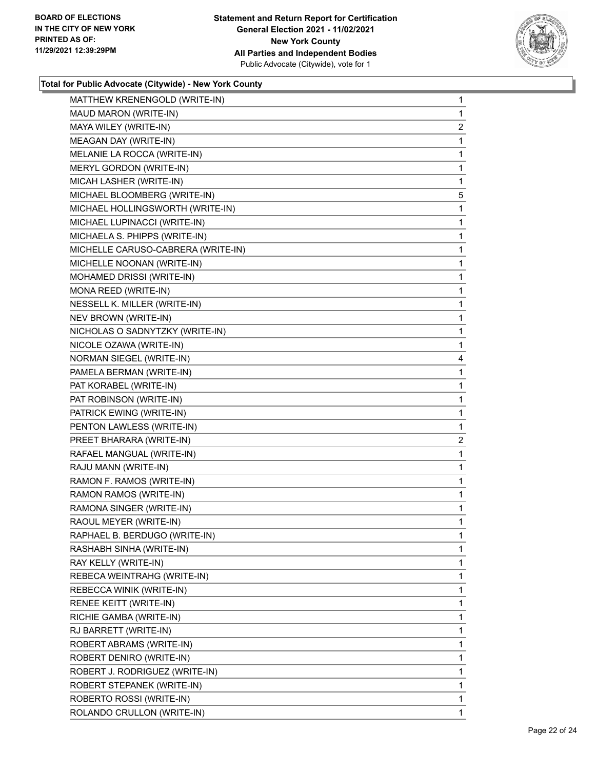**Total for Public Advocate (Citywide) - New York County**

| Candidate | Votes |
|---|---|
| MATTHEW KRENENGOLD (WRITE-IN) | 1 |
| MAUD MARON (WRITE-IN) | 1 |
| MAYA WILEY (WRITE-IN) | 2 |
| MEAGAN DAY (WRITE-IN) | 1 |
| MELANIE LA ROCCA (WRITE-IN) | 1 |
| MERYL GORDON (WRITE-IN) | 1 |
| MICAH LASHER (WRITE-IN) | 1 |
| MICHAEL BLOOMBERG (WRITE-IN) | 5 |
| MICHAEL HOLLINGSWORTH (WRITE-IN) | 1 |
| MICHAEL LUPINACCI (WRITE-IN) | 1 |
| MICHAELA S. PHIPPS (WRITE-IN) | 1 |
| MICHELLE CARUSO-CABRERA (WRITE-IN) | 1 |
| MICHELLE NOONAN (WRITE-IN) | 1 |
| MOHAMED DRISSI (WRITE-IN) | 1 |
| MONA REED (WRITE-IN) | 1 |
| NESSELL K. MILLER (WRITE-IN) | 1 |
| NEV BROWN (WRITE-IN) | 1 |
| NICHOLAS O SADNYTZKY (WRITE-IN) | 1 |
| NICOLE OZAWA (WRITE-IN) | 1 |
| NORMAN SIEGEL (WRITE-IN) | 4 |
| PAMELA BERMAN (WRITE-IN) | 1 |
| PAT KORABEL (WRITE-IN) | 1 |
| PAT ROBINSON (WRITE-IN) | 1 |
| PATRICK EWING (WRITE-IN) | 1 |
| PENTON LAWLESS (WRITE-IN) | 1 |
| PREET BHARARA (WRITE-IN) | 2 |
| RAFAEL MANGUAL (WRITE-IN) | 1 |
| RAJU MANN (WRITE-IN) | 1 |
| RAMON F. RAMOS (WRITE-IN) | 1 |
| RAMON RAMOS (WRITE-IN) | 1 |
| RAMONA SINGER (WRITE-IN) | 1 |
| RAOUL MEYER (WRITE-IN) | 1 |
| RAPHAEL B. BERDUGO (WRITE-IN) | 1 |
| RASHABH SINHA (WRITE-IN) | 1 |
| RAY KELLY (WRITE-IN) | 1 |
| REBECA WEINTRAHG (WRITE-IN) | 1 |
| REBECCA WINIK (WRITE-IN) | 1 |
| RENEE KEITT (WRITE-IN) | 1 |
| RICHIE GAMBA (WRITE-IN) | 1 |
| RJ BARRETT (WRITE-IN) | 1 |
| ROBERT ABRAMS (WRITE-IN) | 1 |
| ROBERT DENIRO (WRITE-IN) | 1 |
| ROBERT J. RODRIGUEZ (WRITE-IN) | 1 |
| ROBERT STEPANEK (WRITE-IN) | 1 |
| ROBERTO ROSSI (WRITE-IN) | 1 |
| ROLANDO CRULLON (WRITE-IN) | 1 |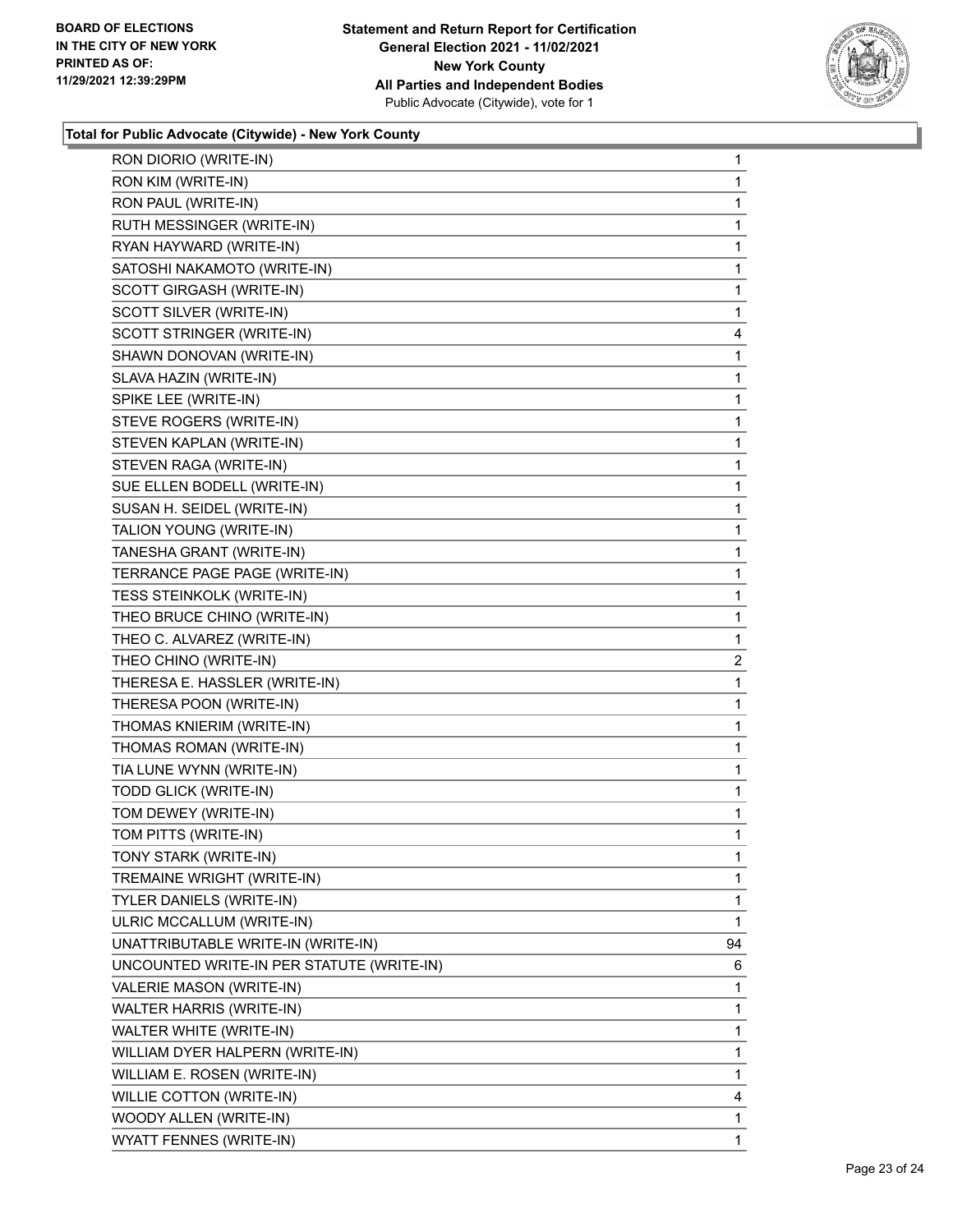**Total for Public Advocate (Citywide) - New York County**

| Candidate | Votes |
|---|---|
| RON DIORIO (WRITE-IN) | 1 |
| RON KIM (WRITE-IN) | 1 |
| RON PAUL (WRITE-IN) | 1 |
| RUTH MESSINGER (WRITE-IN) | 1 |
| RYAN HAYWARD (WRITE-IN) | 1 |
| SATOSHI NAKAMOTO (WRITE-IN) | 1 |
| SCOTT GIRGASH (WRITE-IN) | 1 |
| SCOTT SILVER (WRITE-IN) | 1 |
| SCOTT STRINGER (WRITE-IN) | 4 |
| SHAWN DONOVAN (WRITE-IN) | 1 |
| SLAVA HAZIN (WRITE-IN) | 1 |
| SPIKE LEE (WRITE-IN) | 1 |
| STEVE ROGERS (WRITE-IN) | 1 |
| STEVEN KAPLAN (WRITE-IN) | 1 |
| STEVEN RAGA (WRITE-IN) | 1 |
| SUE ELLEN BODELL (WRITE-IN) | 1 |
| SUSAN H. SEIDEL (WRITE-IN) | 1 |
| TALION YOUNG (WRITE-IN) | 1 |
| TANESHA GRANT (WRITE-IN) | 1 |
| TERRANCE PAGE PAGE (WRITE-IN) | 1 |
| TESS STEINKOLK (WRITE-IN) | 1 |
| THEO BRUCE CHINO (WRITE-IN) | 1 |
| THEO C. ALVAREZ (WRITE-IN) | 1 |
| THEO CHINO (WRITE-IN) | 2 |
| THERESA E. HASSLER (WRITE-IN) | 1 |
| THERESA POON (WRITE-IN) | 1 |
| THOMAS KNIERIM (WRITE-IN) | 1 |
| THOMAS ROMAN (WRITE-IN) | 1 |
| TIA LUNE WYNN (WRITE-IN) | 1 |
| TODD GLICK (WRITE-IN) | 1 |
| TOM DEWEY (WRITE-IN) | 1 |
| TOM PITTS (WRITE-IN) | 1 |
| TONY STARK (WRITE-IN) | 1 |
| TREMAINE WRIGHT (WRITE-IN) | 1 |
| TYLER DANIELS (WRITE-IN) | 1 |
| ULRIC MCCALLUM (WRITE-IN) | 1 |
| UNATTRIBUTABLE WRITE-IN (WRITE-IN) | 94 |
| UNCOUNTED WRITE-IN PER STATUTE (WRITE-IN) | 6 |
| VALERIE MASON (WRITE-IN) | 1 |
| WALTER HARRIS (WRITE-IN) | 1 |
| WALTER WHITE (WRITE-IN) | 1 |
| WILLIAM DYER HALPERN (WRITE-IN) | 1 |
| WILLIAM E. ROSEN (WRITE-IN) | 1 |
| WILLIE COTTON (WRITE-IN) | 4 |
| WOODY ALLEN (WRITE-IN) | 1 |
| WYATT FENNES (WRITE-IN) | 1 |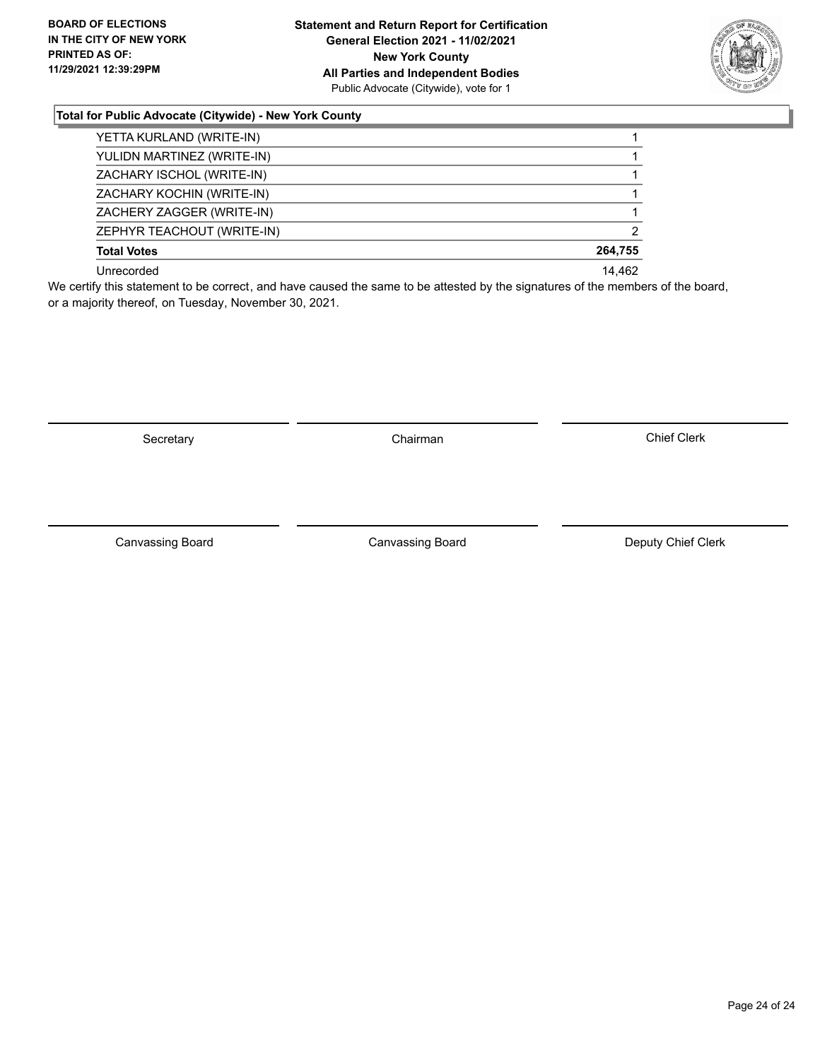**Total for Public Advocate (Citywide) - New York County**

| | |
|---|---|
| YETTA KURLAND (WRITE-IN) | 1 |
| YULIDN MARTINEZ (WRITE-IN) | 1 |
| ZACHARY ISCHOL (WRITE-IN) | 1 |
| ZACHARY KOCHIN (WRITE-IN) | 1 |
| ZACHERY ZAGGER (WRITE-IN) | 1 |
| ZEPHYR TEACHOUT (WRITE-IN) | 2 |
| **Total Votes** | **264,755** |
| Unrecorded | 14,462 |

We certify this statement to be correct, and have caused the same to be attested by the signatures of the members of the board, or a majority thereof, on Tuesday, November 30, 2021.

Secretary

Chairman

Chief Clerk

Canvassing Board

Canvassing Board

Deputy Chief Clerk